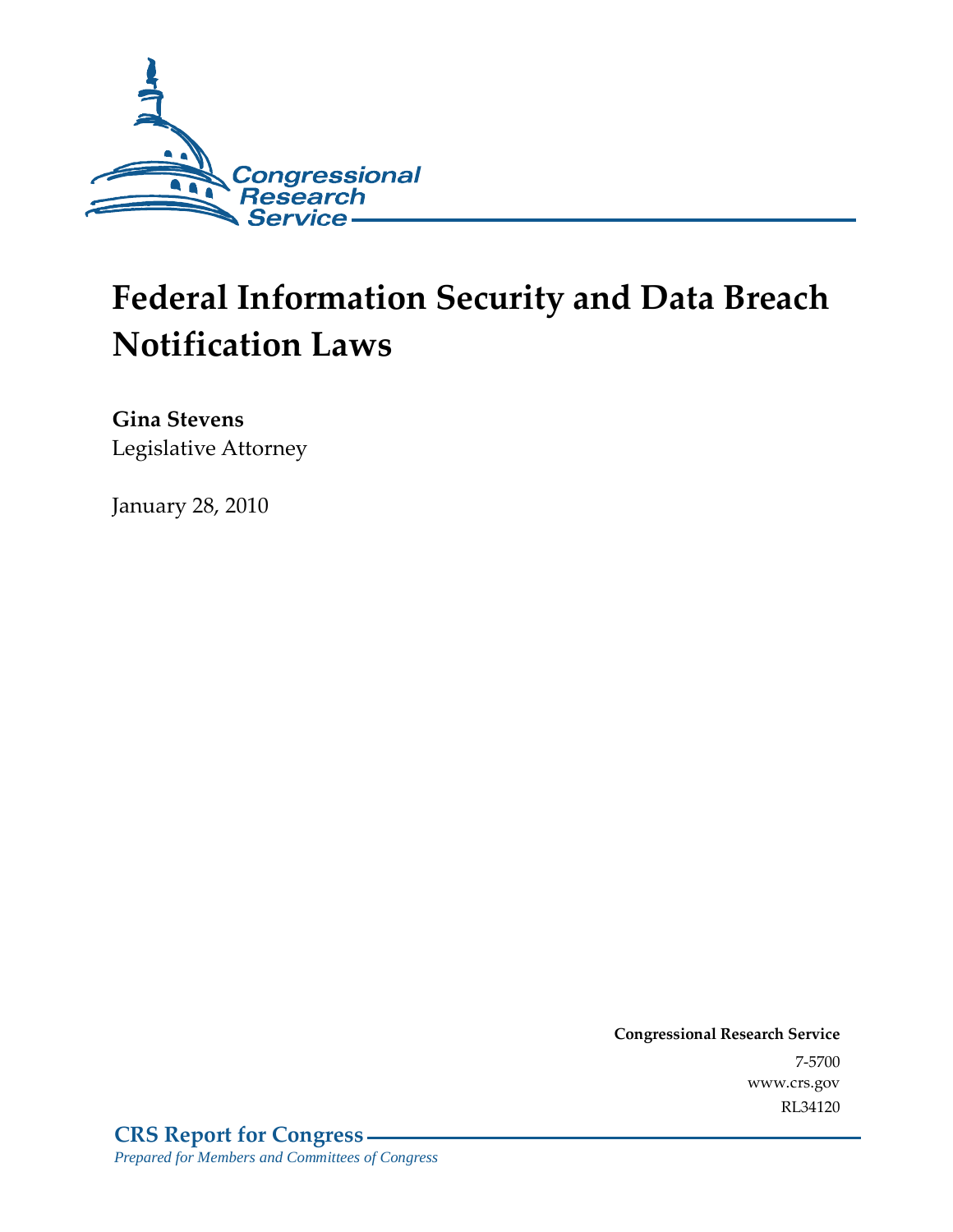Congressional Research Service

# Federal Information Security and Data Breach Notification Laws

**Gina Stevens**
Legislative Attorney

January 28, 2010

**Congressional Research Service**
7-5700
www.crs.gov
RL34120

**CRS Report for Congress**
*Prepared for Members and Committees of Congress*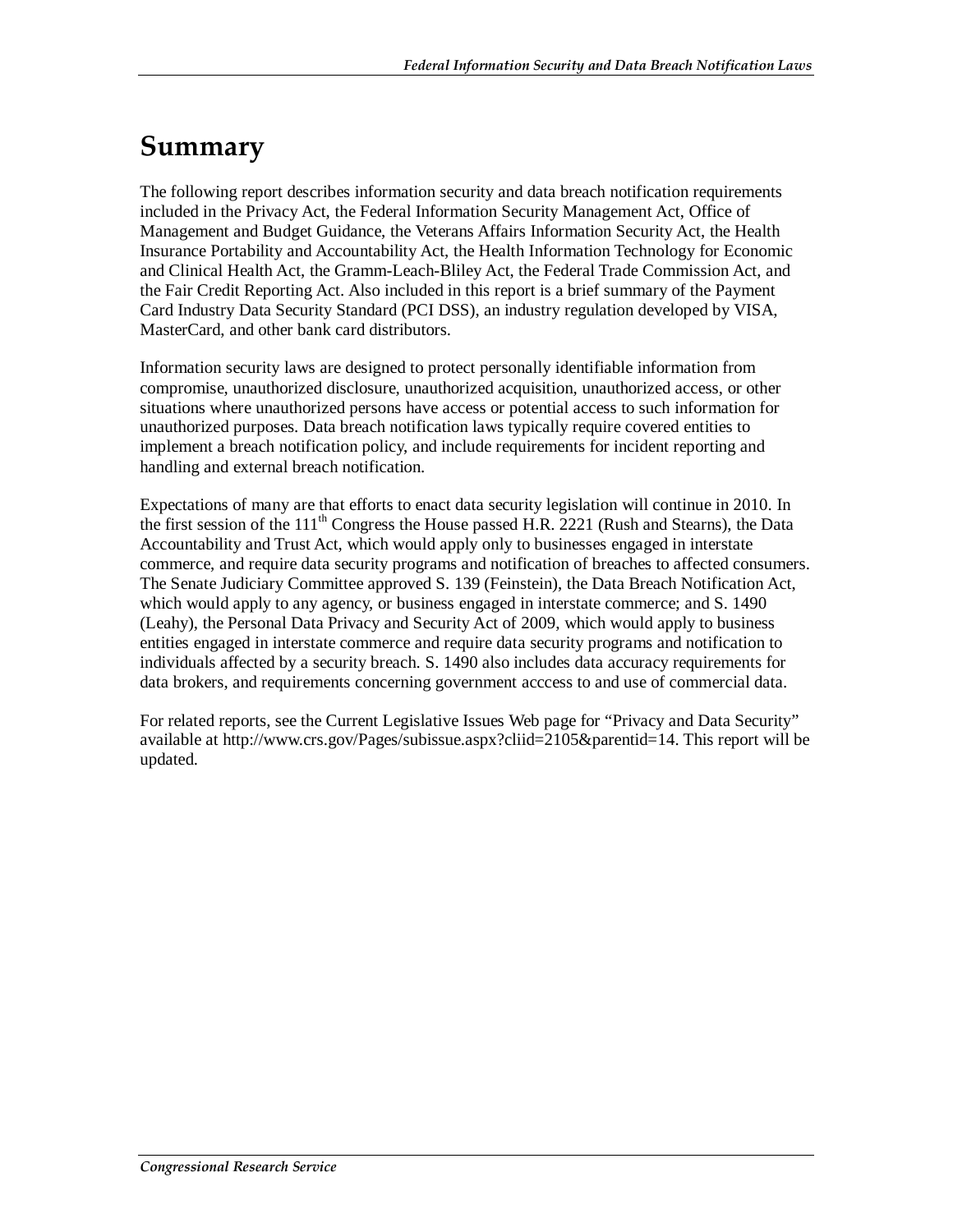# Summary

The following report describes information security and data breach notification requirements included in the Privacy Act, the Federal Information Security Management Act, Office of Management and Budget Guidance, the Veterans Affairs Information Security Act, the Health Insurance Portability and Accountability Act, the Health Information Technology for Economic and Clinical Health Act, the Gramm-Leach-Bliley Act, the Federal Trade Commission Act, and the Fair Credit Reporting Act. Also included in this report is a brief summary of the Payment Card Industry Data Security Standard (PCI DSS), an industry regulation developed by VISA, MasterCard, and other bank card distributors.

Information security laws are designed to protect personally identifiable information from compromise, unauthorized disclosure, unauthorized acquisition, unauthorized access, or other situations where unauthorized persons have access or potential access to such information for unauthorized purposes. Data breach notification laws typically require covered entities to implement a breach notification policy, and include requirements for incident reporting and handling and external breach notification.

Expectations of many are that efforts to enact data security legislation will continue in 2010. In the first session of the 111th Congress the House passed H.R. 2221 (Rush and Stearns), the Data Accountability and Trust Act, which would apply only to businesses engaged in interstate commerce, and require data security programs and notification of breaches to affected consumers. The Senate Judiciary Committee approved S. 139 (Feinstein), the Data Breach Notification Act, which would apply to any agency, or business engaged in interstate commerce; and S. 1490 (Leahy), the Personal Data Privacy and Security Act of 2009, which would apply to business entities engaged in interstate commerce and require data security programs and notification to individuals affected by a security breach. S. 1490 also includes data accuracy requirements for data brokers, and requirements concerning government acccess to and use of commercial data.

For related reports, see the Current Legislative Issues Web page for "Privacy and Data Security" available at http://www.crs.gov/Pages/subissue.aspx?cliid=2105&parentid=14. This report will be updated.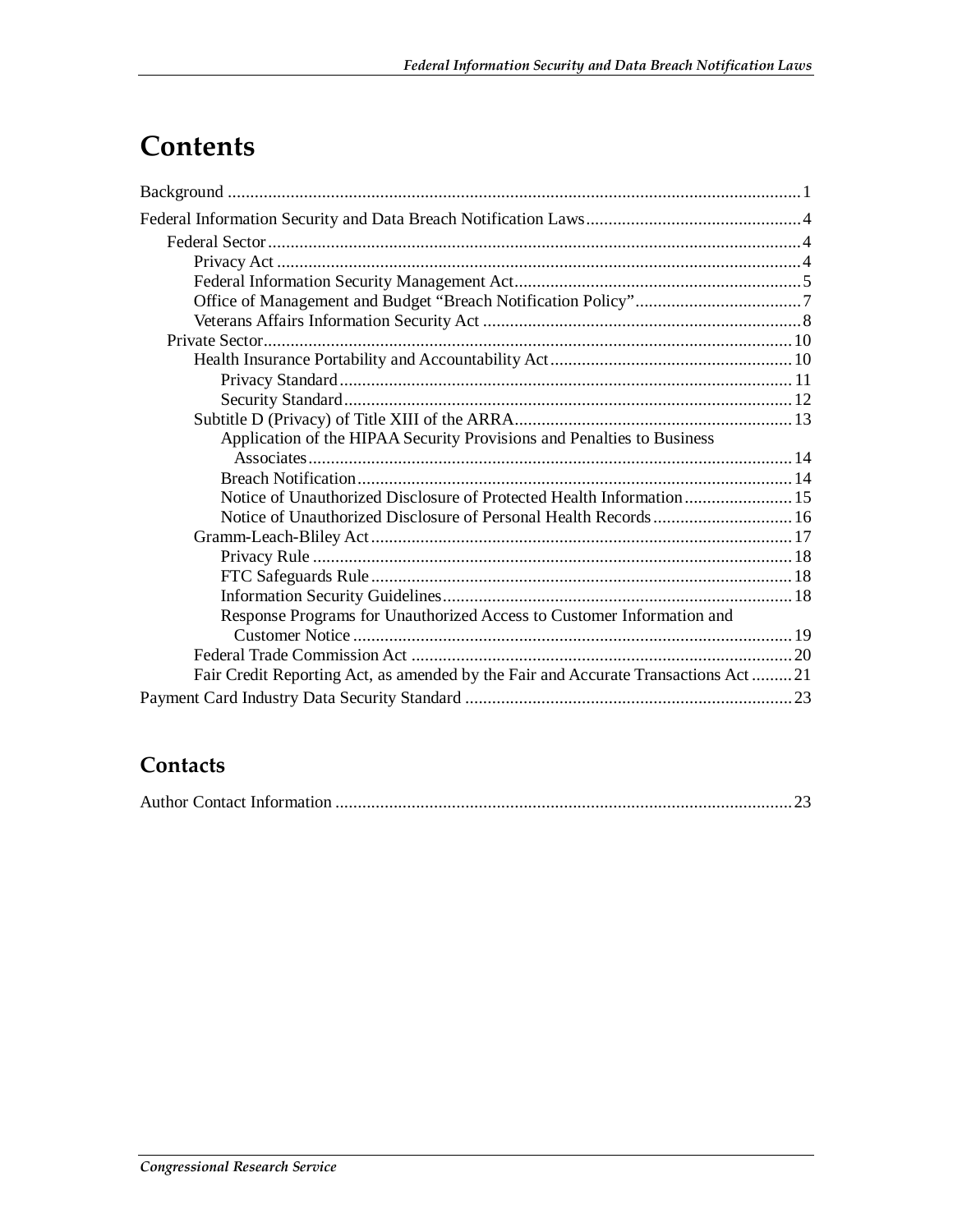# Contents

Background ... 1

Federal Information Security and Data Breach Notification Laws ... 4

- Federal Sector ... 4
  - Privacy Act ... 4
  - Federal Information Security Management Act ... 5
  - Office of Management and Budget "Breach Notification Policy" ... 7
  - Veterans Affairs Information Security Act ... 8
- Private Sector ... 10
  - Health Insurance Portability and Accountability Act ... 10
    - Privacy Standard ... 11
    - Security Standard ... 12
  - Subtitle D (Privacy) of Title XIII of the ARRA ... 13
    - Application of the HIPAA Security Provisions and Penalties to Business Associates ... 14
    - Breach Notification ... 14
    - Notice of Unauthorized Disclosure of Protected Health Information ... 15
    - Notice of Unauthorized Disclosure of Personal Health Records ... 16
  - Gramm-Leach-Bliley Act ... 17
    - Privacy Rule ... 18
    - FTC Safeguards Rule ... 18
    - Information Security Guidelines ... 18
    - Response Programs for Unauthorized Access to Customer Information and Customer Notice ... 19
  - Federal Trade Commission Act ... 20
  - Fair Credit Reporting Act, as amended by the Fair and Accurate Transactions Act ... 21

Payment Card Industry Data Security Standard ... 23

## Contacts

Author Contact Information ... 23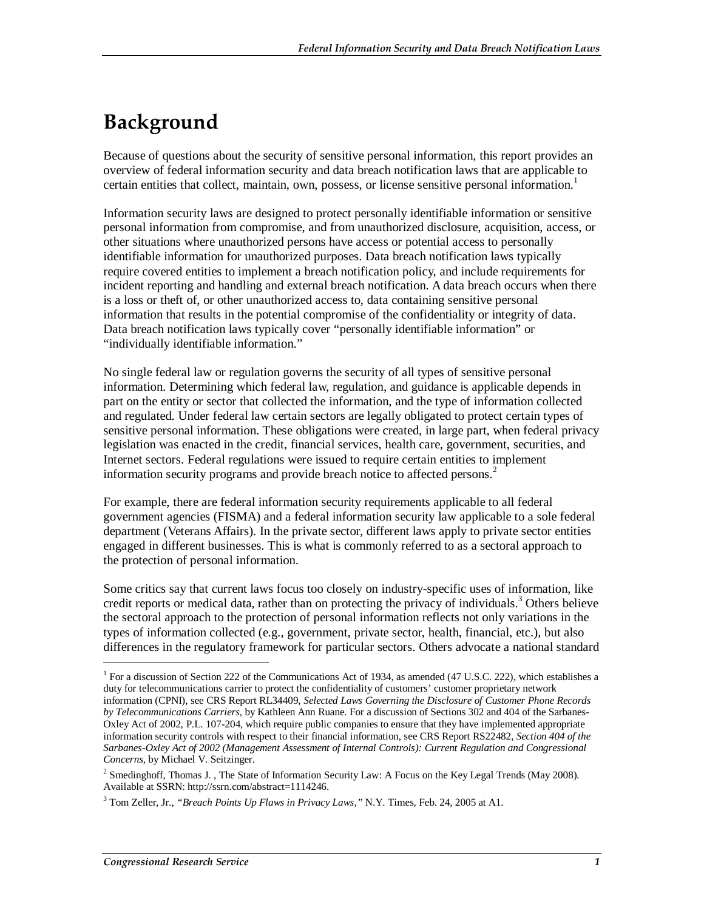# Background

Because of questions about the security of sensitive personal information, this report provides an overview of federal information security and data breach notification laws that are applicable to certain entities that collect, maintain, own, possess, or license sensitive personal information.[1]

Information security laws are designed to protect personally identifiable information or sensitive personal information from compromise, and from unauthorized disclosure, acquisition, access, or other situations where unauthorized persons have access or potential access to personally identifiable information for unauthorized purposes. Data breach notification laws typically require covered entities to implement a breach notification policy, and include requirements for incident reporting and handling and external breach notification. A data breach occurs when there is a loss or theft of, or other unauthorized access to, data containing sensitive personal information that results in the potential compromise of the confidentiality or integrity of data. Data breach notification laws typically cover "personally identifiable information" or "individually identifiable information."

No single federal law or regulation governs the security of all types of sensitive personal information. Determining which federal law, regulation, and guidance is applicable depends in part on the entity or sector that collected the information, and the type of information collected and regulated. Under federal law certain sectors are legally obligated to protect certain types of sensitive personal information. These obligations were created, in large part, when federal privacy legislation was enacted in the credit, financial services, health care, government, securities, and Internet sectors. Federal regulations were issued to require certain entities to implement information security programs and provide breach notice to affected persons.[2]

For example, there are federal information security requirements applicable to all federal government agencies (FISMA) and a federal information security law applicable to a sole federal department (Veterans Affairs). In the private sector, different laws apply to private sector entities engaged in different businesses. This is what is commonly referred to as a sectoral approach to the protection of personal information.

Some critics say that current laws focus too closely on industry-specific uses of information, like credit reports or medical data, rather than on protecting the privacy of individuals.[3] Others believe the sectoral approach to the protection of personal information reflects not only variations in the types of information collected (e.g., government, private sector, health, financial, etc.), but also differences in the regulatory framework for particular sectors. Others advocate a national standard

---

[1] For a discussion of Section 222 of the Communications Act of 1934, as amended (47 U.S.C. 222), which establishes a duty for telecommunications carrier to protect the confidentiality of customers' customer proprietary network information (CPNI), see CRS Report RL34409, *Selected Laws Governing the Disclosure of Customer Phone Records by Telecommunications Carriers*, by Kathleen Ann Ruane. For a discussion of Sections 302 and 404 of the Sarbanes-Oxley Act of 2002, P.L. 107-204, which require public companies to ensure that they have implemented appropriate information security controls with respect to their financial information, see CRS Report RS22482, *Section 404 of the Sarbanes-Oxley Act of 2002 (Management Assessment of Internal Controls): Current Regulation and Congressional Concerns*, by Michael V. Seitzinger.

[2] Smedinghoff, Thomas J. , The State of Information Security Law: A Focus on the Key Legal Trends (May 2008). Available at SSRN: http://ssrn.com/abstract=1114246.

[3] Tom Zeller, Jr., *"Breach Points Up Flaws in Privacy Laws,"* N.Y. Times, Feb. 24, 2005 at A1.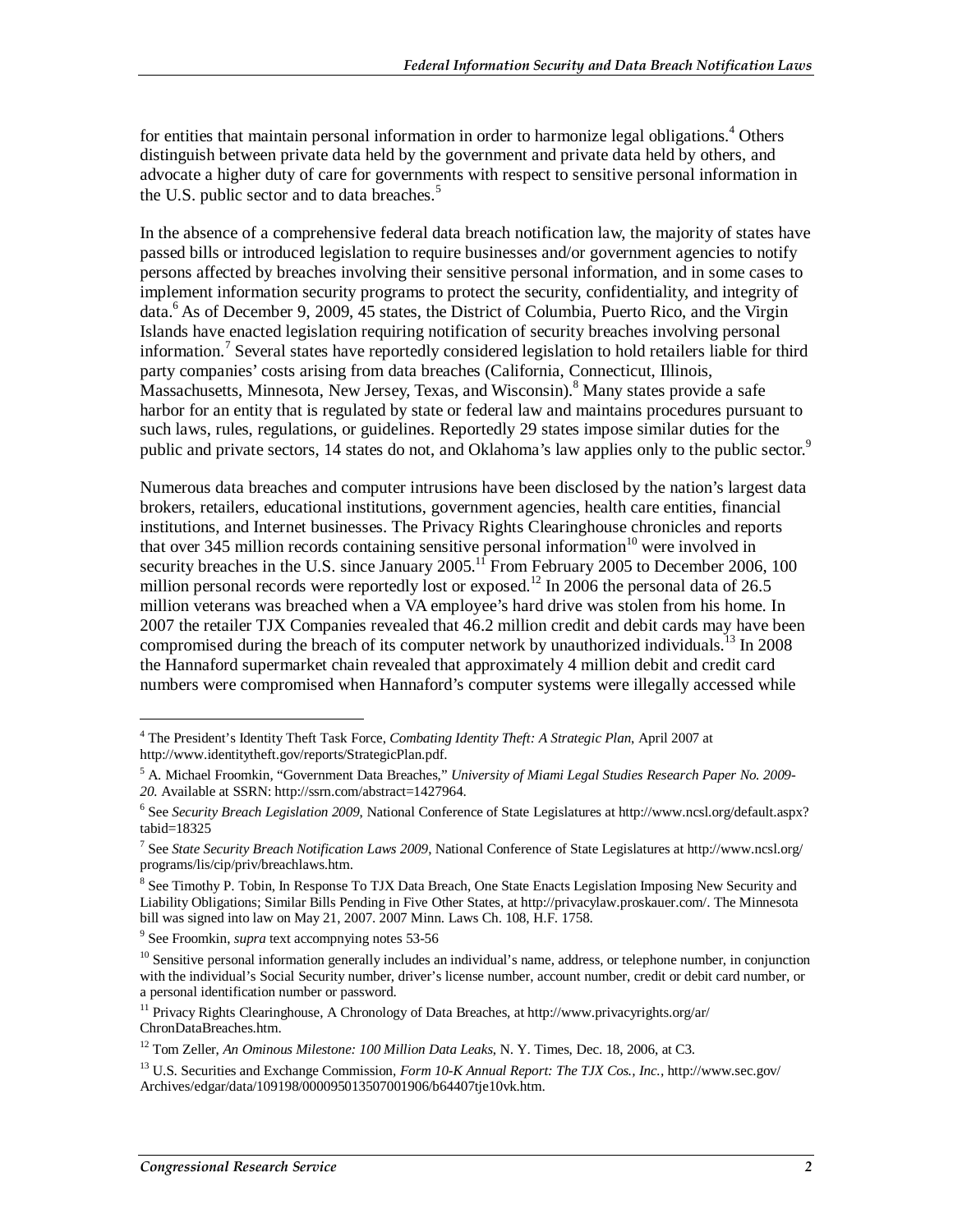for entities that maintain personal information in order to harmonize legal obligations.[4] Others distinguish between private data held by the government and private data held by others, and advocate a higher duty of care for governments with respect to sensitive personal information in the U.S. public sector and to data breaches.[5]

In the absence of a comprehensive federal data breach notification law, the majority of states have passed bills or introduced legislation to require businesses and/or government agencies to notify persons affected by breaches involving their sensitive personal information, and in some cases to implement information security programs to protect the security, confidentiality, and integrity of data.[6] As of December 9, 2009, 45 states, the District of Columbia, Puerto Rico, and the Virgin Islands have enacted legislation requiring notification of security breaches involving personal information.[7] Several states have reportedly considered legislation to hold retailers liable for third party companies' costs arising from data breaches (California, Connecticut, Illinois, Massachusetts, Minnesota, New Jersey, Texas, and Wisconsin).[8] Many states provide a safe harbor for an entity that is regulated by state or federal law and maintains procedures pursuant to such laws, rules, regulations, or guidelines. Reportedly 29 states impose similar duties for the public and private sectors, 14 states do not, and Oklahoma's law applies only to the public sector.[9]

Numerous data breaches and computer intrusions have been disclosed by the nation's largest data brokers, retailers, educational institutions, government agencies, health care entities, financial institutions, and Internet businesses. The Privacy Rights Clearinghouse chronicles and reports that over 345 million records containing sensitive personal information[10] were involved in security breaches in the U.S. since January 2005.[11] From February 2005 to December 2006, 100 million personal records were reportedly lost or exposed.[12] In 2006 the personal data of 26.5 million veterans was breached when a VA employee's hard drive was stolen from his home. In 2007 the retailer TJX Companies revealed that 46.2 million credit and debit cards may have been compromised during the breach of its computer network by unauthorized individuals.[13] In 2008 the Hannaford supermarket chain revealed that approximately 4 million debit and credit card numbers were compromised when Hannaford's computer systems were illegally accessed while

---

[4] The President's Identity Theft Task Force, *Combating Identity Theft: A Strategic Plan*, April 2007 at http://www.identitytheft.gov/reports/StrategicPlan.pdf.

[5] A. Michael Froomkin, "Government Data Breaches," *University of Miami Legal Studies Research Paper No. 2009-20.* Available at SSRN: http://ssrn.com/abstract=1427964.

[6] See *Security Breach Legislation 2009*, National Conference of State Legislatures at http://www.ncsl.org/default.aspx?tabid=18325

[7] See *State Security Breach Notification Laws 2009*, National Conference of State Legislatures at http://www.ncsl.org/programs/lis/cip/priv/breachlaws.htm.

[8] See Timothy P. Tobin, In Response To TJX Data Breach, One State Enacts Legislation Imposing New Security and Liability Obligations; Similar Bills Pending in Five Other States, at http://privacylaw.proskauer.com/. The Minnesota bill was signed into law on May 21, 2007. 2007 Minn. Laws Ch. 108, H.F. 1758.

[9] See Froomkin, *supra* text accompnying notes 53-56

[10] Sensitive personal information generally includes an individual's name, address, or telephone number, in conjunction with the individual's Social Security number, driver's license number, account number, credit or debit card number, or a personal identification number or password.

[11] Privacy Rights Clearinghouse, A Chronology of Data Breaches, at http://www.privacyrights.org/ar/ChronDataBreaches.htm.

[12] Tom Zeller, *An Ominous Milestone: 100 Million Data Leaks*, N. Y. Times, Dec. 18, 2006, at C3.

[13] U.S. Securities and Exchange Commission, *Form 10-K Annual Report: The TJX Cos., Inc.*, http://www.sec.gov/Archives/edgar/data/109198/000095013507001906/b64407tje10vk.htm.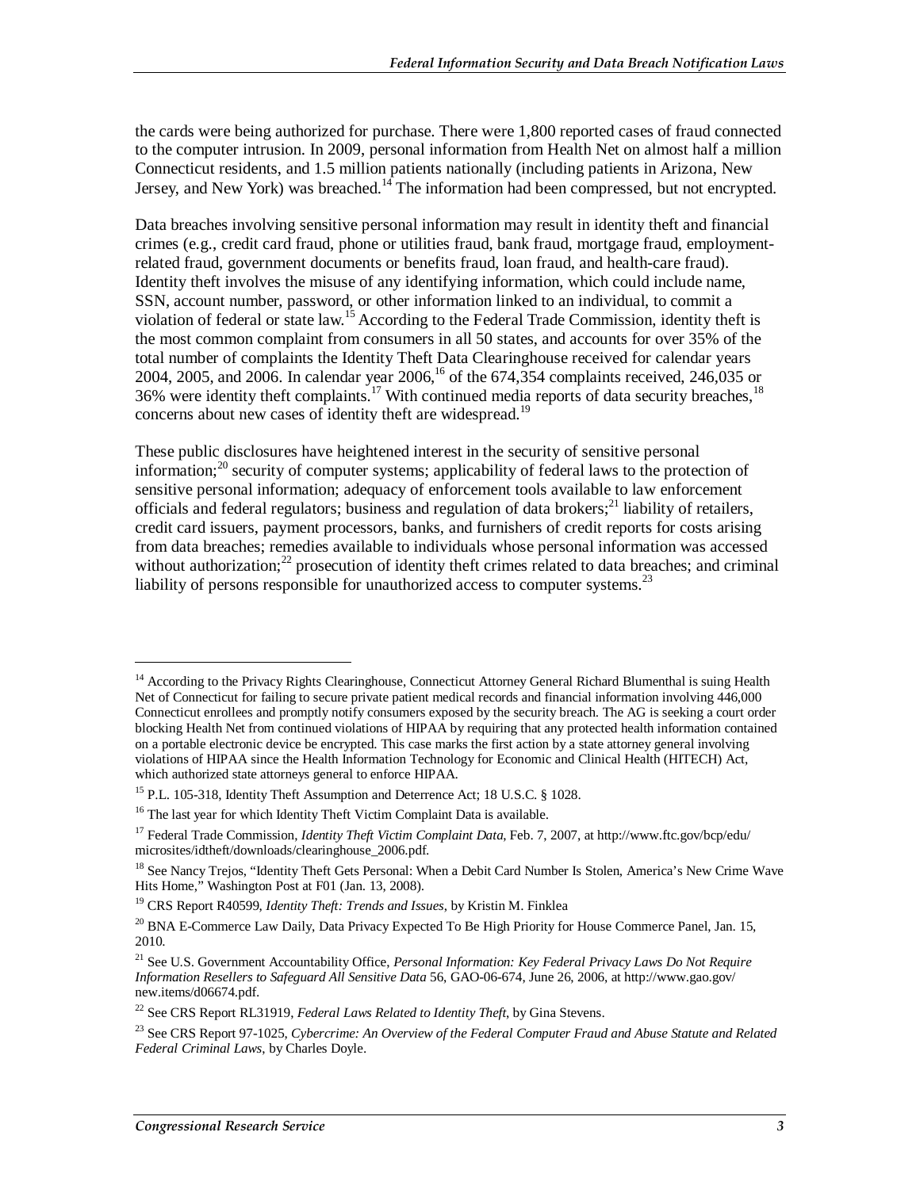the cards were being authorized for purchase. There were 1,800 reported cases of fraud connected to the computer intrusion. In 2009, personal information from Health Net on almost half a million Connecticut residents, and 1.5 million patients nationally (including patients in Arizona, New Jersey, and New York) was breached.[14] The information had been compressed, but not encrypted.

Data breaches involving sensitive personal information may result in identity theft and financial crimes (e.g., credit card fraud, phone or utilities fraud, bank fraud, mortgage fraud, employment-related fraud, government documents or benefits fraud, loan fraud, and health-care fraud). Identity theft involves the misuse of any identifying information, which could include name, SSN, account number, password, or other information linked to an individual, to commit a violation of federal or state law.[15] According to the Federal Trade Commission, identity theft is the most common complaint from consumers in all 50 states, and accounts for over 35% of the total number of complaints the Identity Theft Data Clearinghouse received for calendar years 2004, 2005, and 2006. In calendar year 2006,[16] of the 674,354 complaints received, 246,035 or 36% were identity theft complaints.[17] With continued media reports of data security breaches,[18] concerns about new cases of identity theft are widespread.[19]

These public disclosures have heightened interest in the security of sensitive personal information;[20] security of computer systems; applicability of federal laws to the protection of sensitive personal information; adequacy of enforcement tools available to law enforcement officials and federal regulators; business and regulation of data brokers;[21] liability of retailers, credit card issuers, payment processors, banks, and furnishers of credit reports for costs arising from data breaches; remedies available to individuals whose personal information was accessed without authorization;[22] prosecution of identity theft crimes related to data breaches; and criminal liability of persons responsible for unauthorized access to computer systems.[23]

---

[14] According to the Privacy Rights Clearinghouse, Connecticut Attorney General Richard Blumenthal is suing Health Net of Connecticut for failing to secure private patient medical records and financial information involving 446,000 Connecticut enrollees and promptly notify consumers exposed by the security breach. The AG is seeking a court order blocking Health Net from continued violations of HIPAA by requiring that any protected health information contained on a portable electronic device be encrypted. This case marks the first action by a state attorney general involving violations of HIPAA since the Health Information Technology for Economic and Clinical Health (HITECH) Act, which authorized state attorneys general to enforce HIPAA.

[15] P.L. 105-318, Identity Theft Assumption and Deterrence Act; 18 U.S.C. § 1028.

[16] The last year for which Identity Theft Victim Complaint Data is available.

[17] Federal Trade Commission, *Identity Theft Victim Complaint Data*, Feb. 7, 2007, at http://www.ftc.gov/bcp/edu/microsites/idtheft/downloads/clearinghouse_2006.pdf.

[18] See Nancy Trejos, "Identity Theft Gets Personal: When a Debit Card Number Is Stolen, America's New Crime Wave Hits Home," Washington Post at F01 (Jan. 13, 2008).

[19] CRS Report R40599, *Identity Theft: Trends and Issues*, by Kristin M. Finklea

[20] BNA E-Commerce Law Daily, Data Privacy Expected To Be High Priority for House Commerce Panel, Jan. 15, 2010.

[21] See U.S. Government Accountability Office, *Personal Information: Key Federal Privacy Laws Do Not Require Information Resellers to Safeguard All Sensitive Data* 56, GAO-06-674, June 26, 2006, at http://www.gao.gov/new.items/d06674.pdf.

[22] See CRS Report RL31919, *Federal Laws Related to Identity Theft*, by Gina Stevens.

[23] See CRS Report 97-1025, *Cybercrime: An Overview of the Federal Computer Fraud and Abuse Statute and Related Federal Criminal Laws*, by Charles Doyle.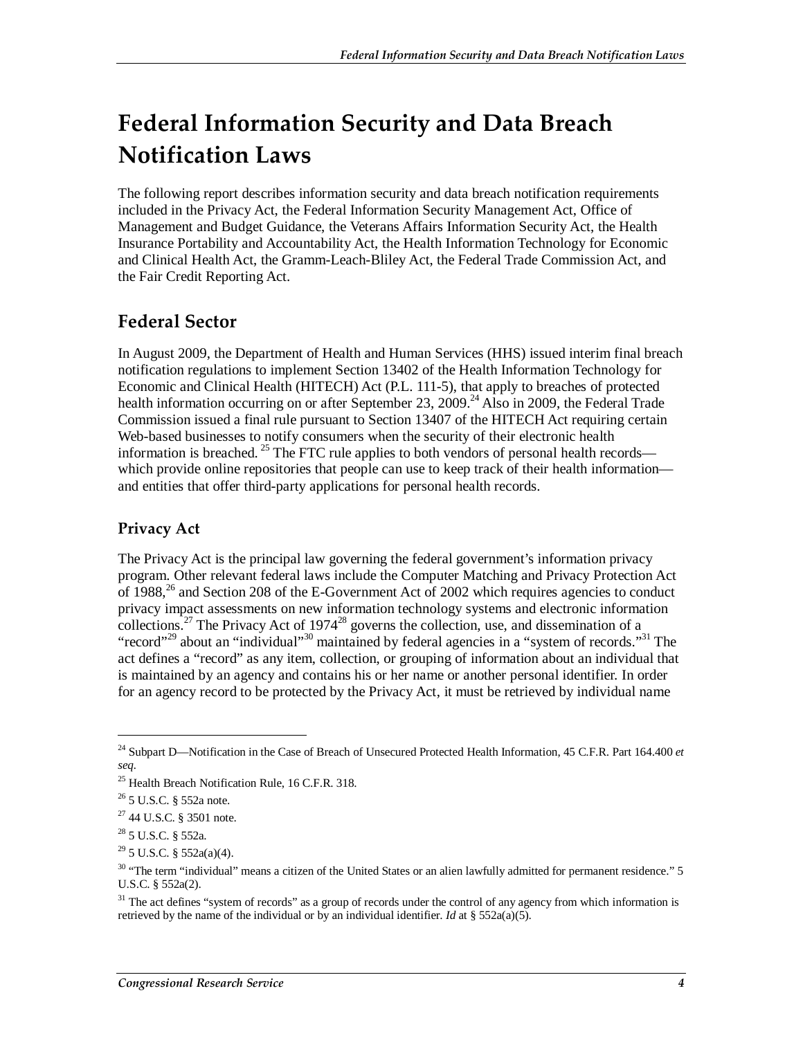# Federal Information Security and Data Breach Notification Laws

The following report describes information security and data breach notification requirements included in the Privacy Act, the Federal Information Security Management Act, Office of Management and Budget Guidance, the Veterans Affairs Information Security Act, the Health Insurance Portability and Accountability Act, the Health Information Technology for Economic and Clinical Health Act, the Gramm-Leach-Bliley Act, the Federal Trade Commission Act, and the Fair Credit Reporting Act.

## Federal Sector

In August 2009, the Department of Health and Human Services (HHS) issued interim final breach notification regulations to implement Section 13402 of the Health Information Technology for Economic and Clinical Health (HITECH) Act (P.L. 111-5), that apply to breaches of protected health information occurring on or after September 23, 2009.[24] Also in 2009, the Federal Trade Commission issued a final rule pursuant to Section 13407 of the HITECH Act requiring certain Web-based businesses to notify consumers when the security of their electronic health information is breached.[25] The FTC rule applies to both vendors of personal health records—which provide online repositories that people can use to keep track of their health information—and entities that offer third-party applications for personal health records.

### Privacy Act

The Privacy Act is the principal law governing the federal government's information privacy program. Other relevant federal laws include the Computer Matching and Privacy Protection Act of 1988,[26] and Section 208 of the E-Government Act of 2002 which requires agencies to conduct privacy impact assessments on new information technology systems and electronic information collections.[27] The Privacy Act of 1974[28] governs the collection, use, and dissemination of a "record"[29] about an "individual"[30] maintained by federal agencies in a "system of records."[31] The act defines a "record" as any item, collection, or grouping of information about an individual that is maintained by an agency and contains his or her name or another personal identifier. In order for an agency record to be protected by the Privacy Act, it must be retrieved by individual name

---

[24] Subpart D—Notification in the Case of Breach of Unsecured Protected Health Information, 45 C.F.R. Part 164.400 *et seq*.

[25] Health Breach Notification Rule, 16 C.F.R. 318.

[26] 5 U.S.C. § 552a note.

[27] 44 U.S.C. § 3501 note.

[28] 5 U.S.C. § 552a.

[29] 5 U.S.C. § 552a(a)(4).

[30] "The term "individual" means a citizen of the United States or an alien lawfully admitted for permanent residence." 5 U.S.C. § 552a(2).

[31] The act defines "system of records" as a group of records under the control of any agency from which information is retrieved by the name of the individual or by an individual identifier. *Id* at § 552a(a)(5).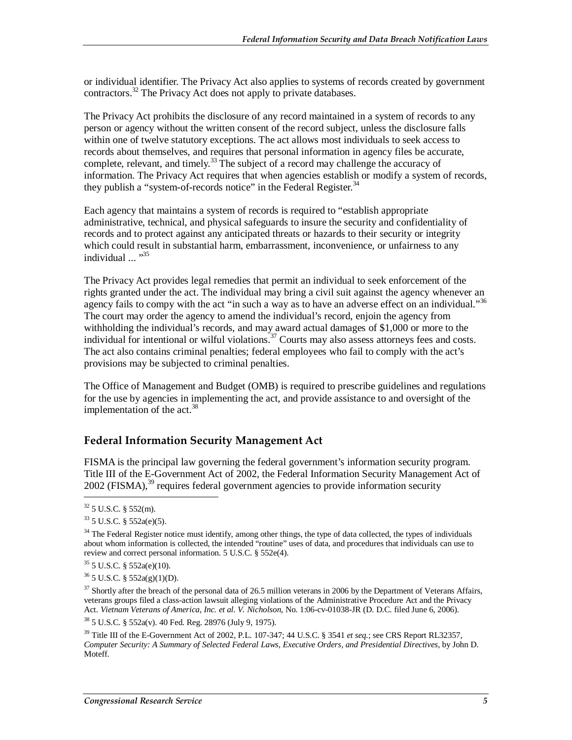or individual identifier. The Privacy Act also applies to systems of records created by government contractors.[32] The Privacy Act does not apply to private databases.

The Privacy Act prohibits the disclosure of any record maintained in a system of records to any person or agency without the written consent of the record subject, unless the disclosure falls within one of twelve statutory exceptions. The act allows most individuals to seek access to records about themselves, and requires that personal information in agency files be accurate, complete, relevant, and timely.[33] The subject of a record may challenge the accuracy of information. The Privacy Act requires that when agencies establish or modify a system of records, they publish a "system-of-records notice" in the Federal Register.[34]

Each agency that maintains a system of records is required to "establish appropriate administrative, technical, and physical safeguards to insure the security and confidentiality of records and to protect against any anticipated threats or hazards to their security or integrity which could result in substantial harm, embarrassment, inconvenience, or unfairness to any individual ... "[35]

The Privacy Act provides legal remedies that permit an individual to seek enforcement of the rights granted under the act. The individual may bring a civil suit against the agency whenever an agency fails to compy with the act "in such a way as to have an adverse effect on an individual."[36] The court may order the agency to amend the individual's record, enjoin the agency from withholding the individual's records, and may award actual damages of $1,000 or more to the individual for intentional or wilful violations.[37] Courts may also assess attorneys fees and costs. The act also contains criminal penalties; federal employees who fail to comply with the act's provisions may be subjected to criminal penalties.

The Office of Management and Budget (OMB) is required to prescribe guidelines and regulations for the use by agencies in implementing the act, and provide assistance to and oversight of the implementation of the act.[38]

## Federal Information Security Management Act

FISMA is the principal law governing the federal government's information security program. Title III of the E-Government Act of 2002, the Federal Information Security Management Act of 2002 (FISMA),[39] requires federal government agencies to provide information security

---

[32] 5 U.S.C. § 552(m).

[33] 5 U.S.C. § 552a(e)(5).

[34] The Federal Register notice must identify, among other things, the type of data collected, the types of individuals about whom information is collected, the intended "routine" uses of data, and procedures that individuals can use to review and correct personal information. 5 U.S.C. § 552e(4).

[35] 5 U.S.C. § 552a(e)(10).

[36] 5 U.S.C. § 552a(g)(1)(D).

[37] Shortly after the breach of the personal data of 26.5 million veterans in 2006 by the Department of Veterans Affairs, veterans groups filed a class-action lawsuit alleging violations of the Administrative Procedure Act and the Privacy Act. *Vietnam Veterans of America, Inc. et al. V. Nicholson*, No. 1:06-cv-01038-JR (D. D.C. filed June 6, 2006).

[38] 5 U.S.C. § 552a(v). 40 Fed. Reg. 28976 (July 9, 1975).

[39] Title III of the E-Government Act of 2002, P.L. 107-347; 44 U.S.C. § 3541 *et seq.*; see CRS Report RL32357, *Computer Security: A Summary of Selected Federal Laws, Executive Orders, and Presidential Directives*, by John D. Moteff.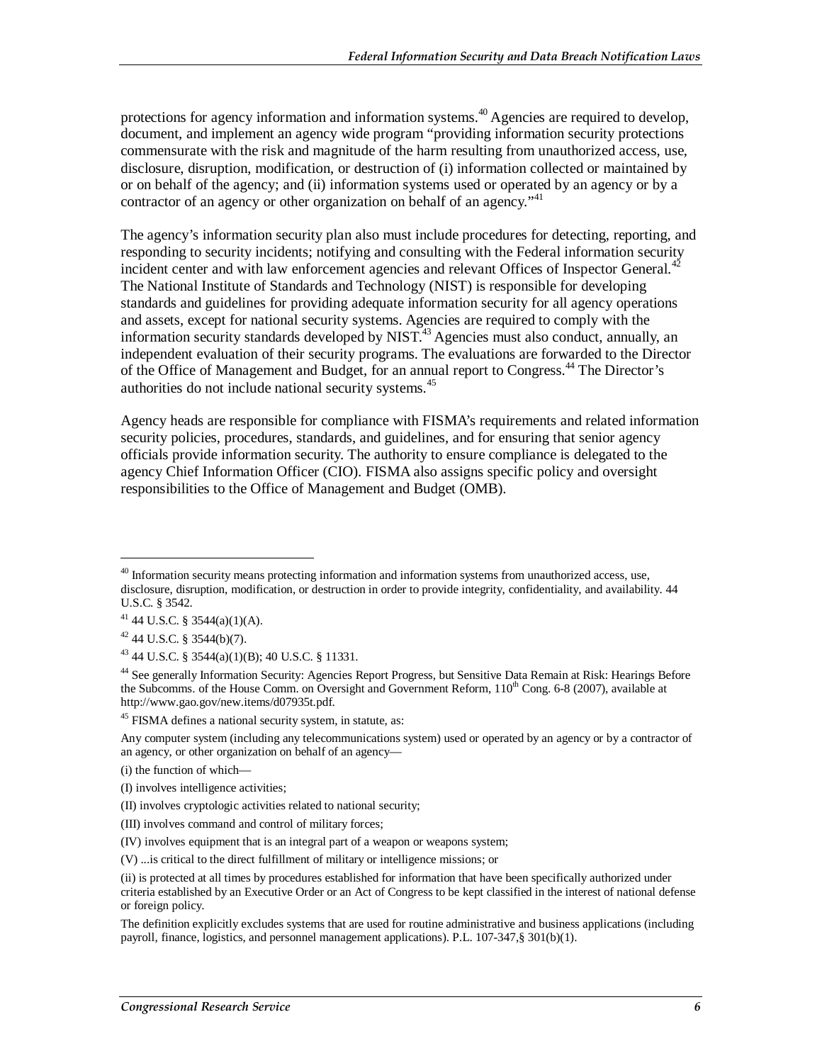protections for agency information and information systems.[40] Agencies are required to develop, document, and implement an agency wide program "providing information security protections commensurate with the risk and magnitude of the harm resulting from unauthorized access, use, disclosure, disruption, modification, or destruction of (i) information collected or maintained by or on behalf of the agency; and (ii) information systems used or operated by an agency or by a contractor of an agency or other organization on behalf of an agency."[41]

The agency's information security plan also must include procedures for detecting, reporting, and responding to security incidents; notifying and consulting with the Federal information security incident center and with law enforcement agencies and relevant Offices of Inspector General.[42] The National Institute of Standards and Technology (NIST) is responsible for developing standards and guidelines for providing adequate information security for all agency operations and assets, except for national security systems. Agencies are required to comply with the information security standards developed by NIST.[43] Agencies must also conduct, annually, an independent evaluation of their security programs. The evaluations are forwarded to the Director of the Office of Management and Budget, for an annual report to Congress.[44] The Director's authorities do not include national security systems.[45]

Agency heads are responsible for compliance with FISMA's requirements and related information security policies, procedures, standards, and guidelines, and for ensuring that senior agency officials provide information security. The authority to ensure compliance is delegated to the agency Chief Information Officer (CIO). FISMA also assigns specific policy and oversight responsibilities to the Office of Management and Budget (OMB).

---

[40] Information security means protecting information and information systems from unauthorized access, use, disclosure, disruption, modification, or destruction in order to provide integrity, confidentiality, and availability. 44 U.S.C. § 3542.

[41] 44 U.S.C. § 3544(a)(1)(A).

[42] 44 U.S.C. § 3544(b)(7).

[43] 44 U.S.C. § 3544(a)(1)(B); 40 U.S.C. § 11331.

[44] See generally Information Security: Agencies Report Progress, but Sensitive Data Remain at Risk: Hearings Before the Subcomms. of the House Comm. on Oversight and Government Reform, 110th Cong. 6-8 (2007), available at http://www.gao.gov/new.items/d07935t.pdf.

[45] FISMA defines a national security system, in statute, as:

Any computer system (including any telecommunications system) used or operated by an agency or by a contractor of an agency, or other organization on behalf of an agency—

(i) the function of which—

(I) involves intelligence activities;

(II) involves cryptologic activities related to national security;

(III) involves command and control of military forces;

(IV) involves equipment that is an integral part of a weapon or weapons system;

(V) ...is critical to the direct fulfillment of military or intelligence missions; or

(ii) is protected at all times by procedures established for information that have been specifically authorized under criteria established by an Executive Order or an Act of Congress to be kept classified in the interest of national defense or foreign policy.

The definition explicitly excludes systems that are used for routine administrative and business applications (including payroll, finance, logistics, and personnel management applications). P.L. 107-347,§ 301(b)(1).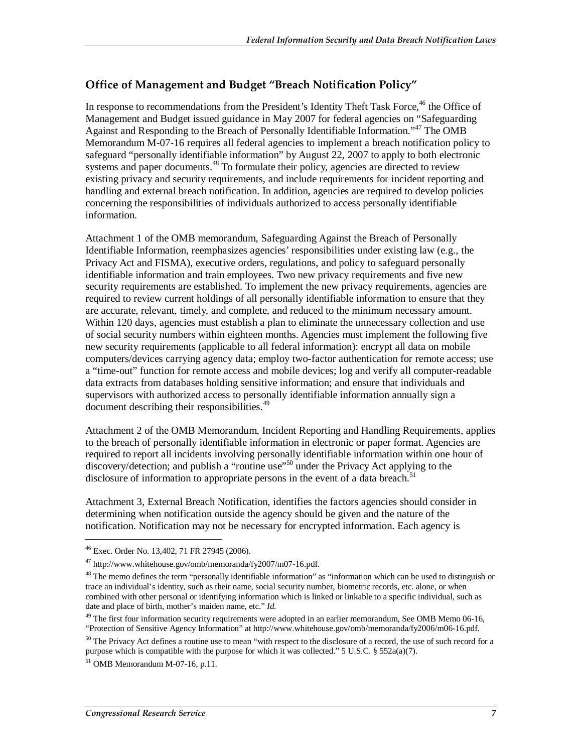### Office of Management and Budget "Breach Notification Policy"

In response to recommendations from the President's Identity Theft Task Force,[46] the Office of Management and Budget issued guidance in May 2007 for federal agencies on "Safeguarding Against and Responding to the Breach of Personally Identifiable Information."[47] The OMB Memorandum M-07-16 requires all federal agencies to implement a breach notification policy to safeguard "personally identifiable information" by August 22, 2007 to apply to both electronic systems and paper documents.[48] To formulate their policy, agencies are directed to review existing privacy and security requirements, and include requirements for incident reporting and handling and external breach notification. In addition, agencies are required to develop policies concerning the responsibilities of individuals authorized to access personally identifiable information.

Attachment 1 of the OMB memorandum, Safeguarding Against the Breach of Personally Identifiable Information, reemphasizes agencies' responsibilities under existing law (e.g., the Privacy Act and FISMA), executive orders, regulations, and policy to safeguard personally identifiable information and train employees. Two new privacy requirements and five new security requirements are established. To implement the new privacy requirements, agencies are required to review current holdings of all personally identifiable information to ensure that they are accurate, relevant, timely, and complete, and reduced to the minimum necessary amount. Within 120 days, agencies must establish a plan to eliminate the unnecessary collection and use of social security numbers within eighteen months. Agencies must implement the following five new security requirements (applicable to all federal information): encrypt all data on mobile computers/devices carrying agency data; employ two-factor authentication for remote access; use a "time-out" function for remote access and mobile devices; log and verify all computer-readable data extracts from databases holding sensitive information; and ensure that individuals and supervisors with authorized access to personally identifiable information annually sign a document describing their responsibilities.[49]

Attachment 2 of the OMB Memorandum, Incident Reporting and Handling Requirements, applies to the breach of personally identifiable information in electronic or paper format. Agencies are required to report all incidents involving personally identifiable information within one hour of discovery/detection; and publish a "routine use"[50] under the Privacy Act applying to the disclosure of information to appropriate persons in the event of a data breach.[51]

Attachment 3, External Breach Notification, identifies the factors agencies should consider in determining when notification outside the agency should be given and the nature of the notification. Notification may not be necessary for encrypted information. Each agency is

---

[46] Exec. Order No. 13,402, 71 FR 27945 (2006).

[47] http://www.whitehouse.gov/omb/memoranda/fy2007/m07-16.pdf.

[48] The memo defines the term "personally identifiable information" as "information which can be used to distinguish or trace an individual's identity, such as their name, social security number, biometric records, etc. alone, or when combined with other personal or identifying information which is linked or linkable to a specific individual, such as date and place of birth, mother's maiden name, etc." *Id.*

[49] The first four information security requirements were adopted in an earlier memorandum, See OMB Memo 06-16, "Protection of Sensitive Agency Information" at http://www.whitehouse.gov/omb/memoranda/fy2006/m06-16.pdf.

[50] The Privacy Act defines a routine use to mean "with respect to the disclosure of a record, the use of such record for a purpose which is compatible with the purpose for which it was collected." 5 U.S.C. § 552a(a)(7).

[51] OMB Memorandum M-07-16, p.11.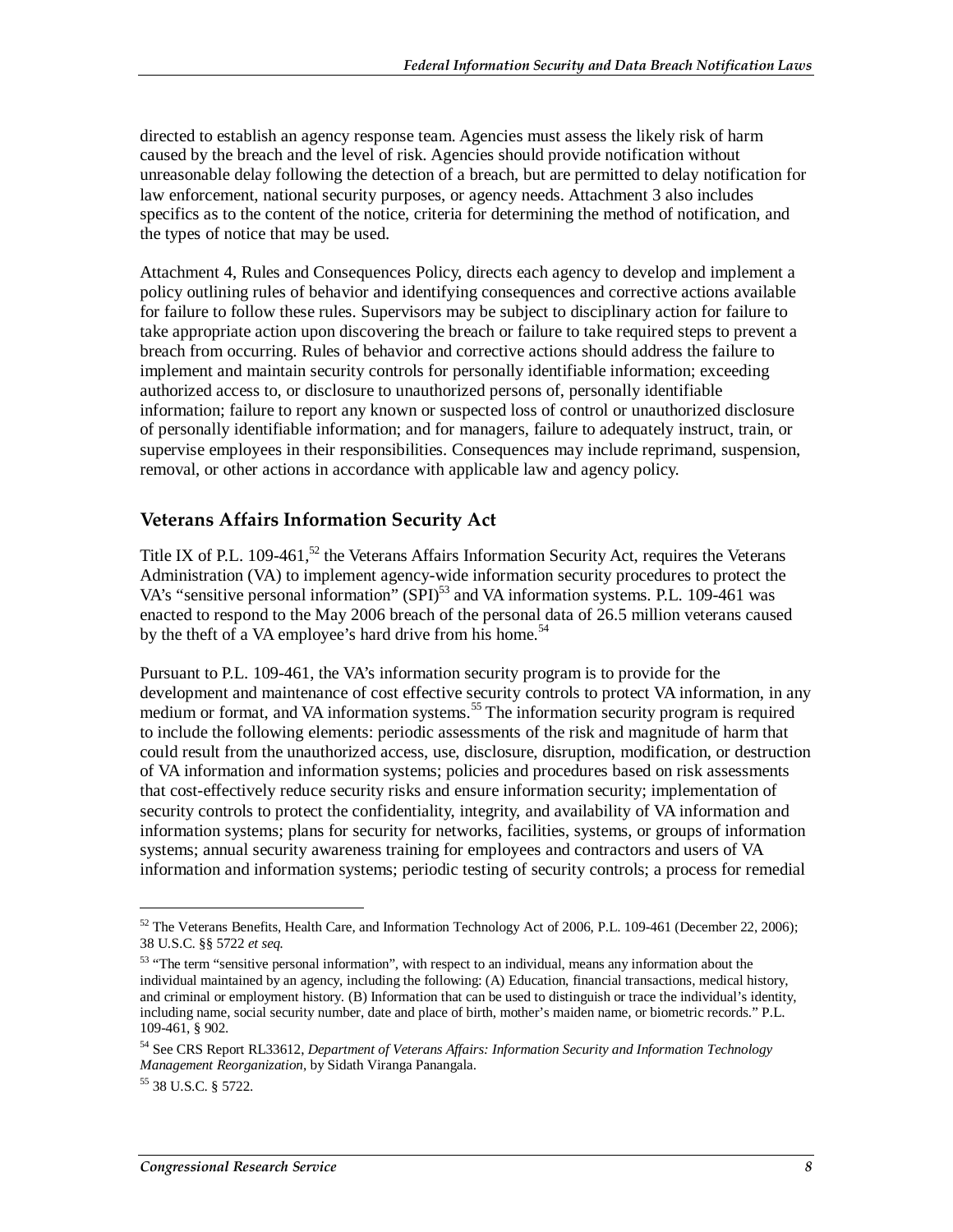directed to establish an agency response team. Agencies must assess the likely risk of harm caused by the breach and the level of risk. Agencies should provide notification without unreasonable delay following the detection of a breach, but are permitted to delay notification for law enforcement, national security purposes, or agency needs. Attachment 3 also includes specifics as to the content of the notice, criteria for determining the method of notification, and the types of notice that may be used.

Attachment 4, Rules and Consequences Policy, directs each agency to develop and implement a policy outlining rules of behavior and identifying consequences and corrective actions available for failure to follow these rules. Supervisors may be subject to disciplinary action for failure to take appropriate action upon discovering the breach or failure to take required steps to prevent a breach from occurring. Rules of behavior and corrective actions should address the failure to implement and maintain security controls for personally identifiable information; exceeding authorized access to, or disclosure to unauthorized persons of, personally identifiable information; failure to report any known or suspected loss of control or unauthorized disclosure of personally identifiable information; and for managers, failure to adequately instruct, train, or supervise employees in their responsibilities. Consequences may include reprimand, suspension, removal, or other actions in accordance with applicable law and agency policy.

## Veterans Affairs Information Security Act

Title IX of P.L. 109-461,[52] the Veterans Affairs Information Security Act, requires the Veterans Administration (VA) to implement agency-wide information security procedures to protect the VA's "sensitive personal information" (SPI)[53] and VA information systems. P.L. 109-461 was enacted to respond to the May 2006 breach of the personal data of 26.5 million veterans caused by the theft of a VA employee's hard drive from his home.[54]

Pursuant to P.L. 109-461, the VA's information security program is to provide for the development and maintenance of cost effective security controls to protect VA information, in any medium or format, and VA information systems.[55] The information security program is required to include the following elements: periodic assessments of the risk and magnitude of harm that could result from the unauthorized access, use, disclosure, disruption, modification, or destruction of VA information and information systems; policies and procedures based on risk assessments that cost-effectively reduce security risks and ensure information security; implementation of security controls to protect the confidentiality, integrity, and availability of VA information and information systems; plans for security for networks, facilities, systems, or groups of information systems; annual security awareness training for employees and contractors and users of VA information and information systems; periodic testing of security controls; a process for remedial

---

[52] The Veterans Benefits, Health Care, and Information Technology Act of 2006, P.L. 109-461 (December 22, 2006); 38 U.S.C. §§ 5722 *et seq.*

[53] "The term "sensitive personal information", with respect to an individual, means any information about the individual maintained by an agency, including the following: (A) Education, financial transactions, medical history, and criminal or employment history. (B) Information that can be used to distinguish or trace the individual's identity, including name, social security number, date and place of birth, mother's maiden name, or biometric records." P.L. 109-461, § 902.

[54] See CRS Report RL33612, *Department of Veterans Affairs: Information Security and Information Technology Management Reorganization*, by Sidath Viranga Panangala.

[55] 38 U.S.C. § 5722.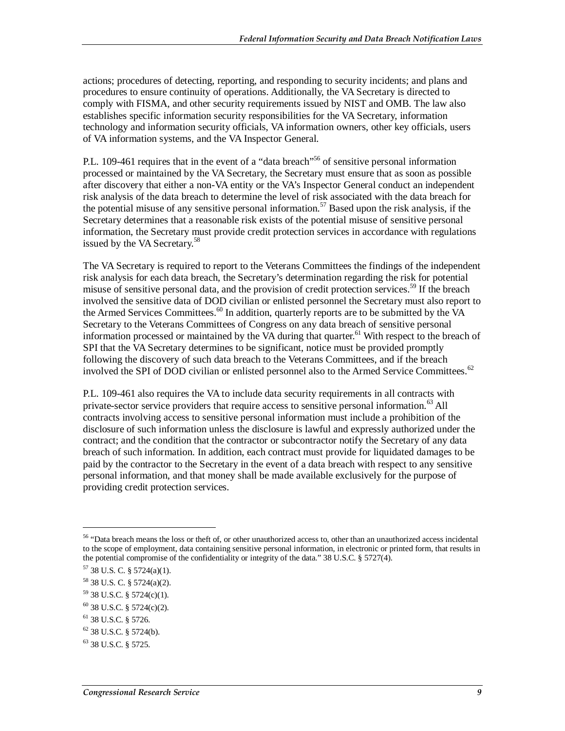actions; procedures of detecting, reporting, and responding to security incidents; and plans and procedures to ensure continuity of operations. Additionally, the VA Secretary is directed to comply with FISMA, and other security requirements issued by NIST and OMB. The law also establishes specific information security responsibilities for the VA Secretary, information technology and information security officials, VA information owners, other key officials, users of VA information systems, and the VA Inspector General.

P.L. 109-461 requires that in the event of a "data breach"[56] of sensitive personal information processed or maintained by the VA Secretary, the Secretary must ensure that as soon as possible after discovery that either a non-VA entity or the VA's Inspector General conduct an independent risk analysis of the data breach to determine the level of risk associated with the data breach for the potential misuse of any sensitive personal information.[57] Based upon the risk analysis, if the Secretary determines that a reasonable risk exists of the potential misuse of sensitive personal information, the Secretary must provide credit protection services in accordance with regulations issued by the VA Secretary.[58]

The VA Secretary is required to report to the Veterans Committees the findings of the independent risk analysis for each data breach, the Secretary's determination regarding the risk for potential misuse of sensitive personal data, and the provision of credit protection services.[59] If the breach involved the sensitive data of DOD civilian or enlisted personnel the Secretary must also report to the Armed Services Committees.[60] In addition, quarterly reports are to be submitted by the VA Secretary to the Veterans Committees of Congress on any data breach of sensitive personal information processed or maintained by the VA during that quarter.[61] With respect to the breach of SPI that the VA Secretary determines to be significant, notice must be provided promptly following the discovery of such data breach to the Veterans Committees, and if the breach involved the SPI of DOD civilian or enlisted personnel also to the Armed Service Committees.[62]

P.L. 109-461 also requires the VA to include data security requirements in all contracts with private-sector service providers that require access to sensitive personal information.[63] All contracts involving access to sensitive personal information must include a prohibition of the disclosure of such information unless the disclosure is lawful and expressly authorized under the contract; and the condition that the contractor or subcontractor notify the Secretary of any data breach of such information. In addition, each contract must provide for liquidated damages to be paid by the contractor to the Secretary in the event of a data breach with respect to any sensitive personal information, and that money shall be made available exclusively for the purpose of providing credit protection services.

---

[56] "Data breach means the loss or theft of, or other unauthorized access to, other than an unauthorized access incidental to the scope of employment, data containing sensitive personal information, in electronic or printed form, that results in the potential compromise of the confidentiality or integrity of the data." 38 U.S.C. § 5727(4).

[57] 38 U.S. C. § 5724(a)(1).

[58] 38 U.S. C. § 5724(a)(2).

[59] 38 U.S.C. § 5724(c)(1).

[60] 38 U.S.C. § 5724(c)(2).

[61] 38 U.S.C. § 5726.

[62] 38 U.S.C. § 5724(b).

[63] 38 U.S.C. § 5725.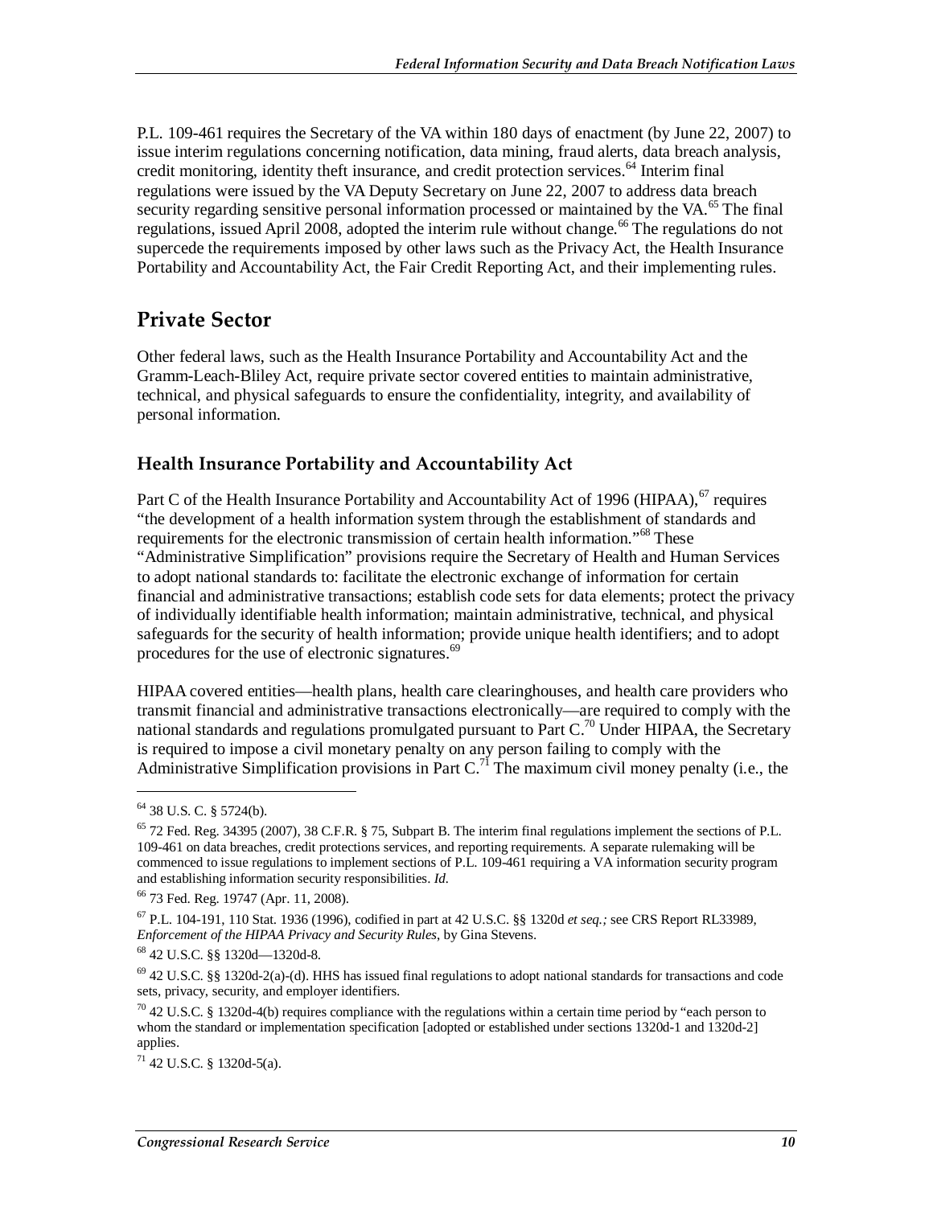P.L. 109-461 requires the Secretary of the VA within 180 days of enactment (by June 22, 2007) to issue interim regulations concerning notification, data mining, fraud alerts, data breach analysis, credit monitoring, identity theft insurance, and credit protection services.[64] Interim final regulations were issued by the VA Deputy Secretary on June 22, 2007 to address data breach security regarding sensitive personal information processed or maintained by the VA.[65] The final regulations, issued April 2008, adopted the interim rule without change.[66] The regulations do not supercede the requirements imposed by other laws such as the Privacy Act, the Health Insurance Portability and Accountability Act, the Fair Credit Reporting Act, and their implementing rules.

## Private Sector

Other federal laws, such as the Health Insurance Portability and Accountability Act and the Gramm-Leach-Bliley Act, require private sector covered entities to maintain administrative, technical, and physical safeguards to ensure the confidentiality, integrity, and availability of personal information.

### Health Insurance Portability and Accountability Act

Part C of the Health Insurance Portability and Accountability Act of 1996 (HIPAA),[67] requires "the development of a health information system through the establishment of standards and requirements for the electronic transmission of certain health information."[68] These "Administrative Simplification" provisions require the Secretary of Health and Human Services to adopt national standards to: facilitate the electronic exchange of information for certain financial and administrative transactions; establish code sets for data elements; protect the privacy of individually identifiable health information; maintain administrative, technical, and physical safeguards for the security of health information; provide unique health identifiers; and to adopt procedures for the use of electronic signatures.[69]

HIPAA covered entities—health plans, health care clearinghouses, and health care providers who transmit financial and administrative transactions electronically—are required to comply with the national standards and regulations promulgated pursuant to Part C.[70] Under HIPAA, the Secretary is required to impose a civil monetary penalty on any person failing to comply with the Administrative Simplification provisions in Part C.[71] The maximum civil money penalty (i.e., the

---

[64] 38 U.S. C. § 5724(b).

[65] 72 Fed. Reg. 34395 (2007), 38 C.F.R. § 75, Subpart B. The interim final regulations implement the sections of P.L. 109-461 on data breaches, credit protections services, and reporting requirements. A separate rulemaking will be commenced to issue regulations to implement sections of P.L. 109-461 requiring a VA information security program and establishing information security responsibilities. *Id.*

[66] 73 Fed. Reg. 19747 (Apr. 11, 2008).

[67] P.L. 104-191, 110 Stat. 1936 (1996), codified in part at 42 U.S.C. §§ 1320d *et seq.;* see CRS Report RL33989, *Enforcement of the HIPAA Privacy and Security Rules*, by Gina Stevens.

[68] 42 U.S.C. §§ 1320d—1320d-8.

[69] 42 U.S.C. §§ 1320d-2(a)-(d). HHS has issued final regulations to adopt national standards for transactions and code sets, privacy, security, and employer identifiers.

[70] 42 U.S.C. § 1320d-4(b) requires compliance with the regulations within a certain time period by "each person to whom the standard or implementation specification [adopted or established under sections 1320d-1 and 1320d-2] applies.

[71] 42 U.S.C. § 1320d-5(a).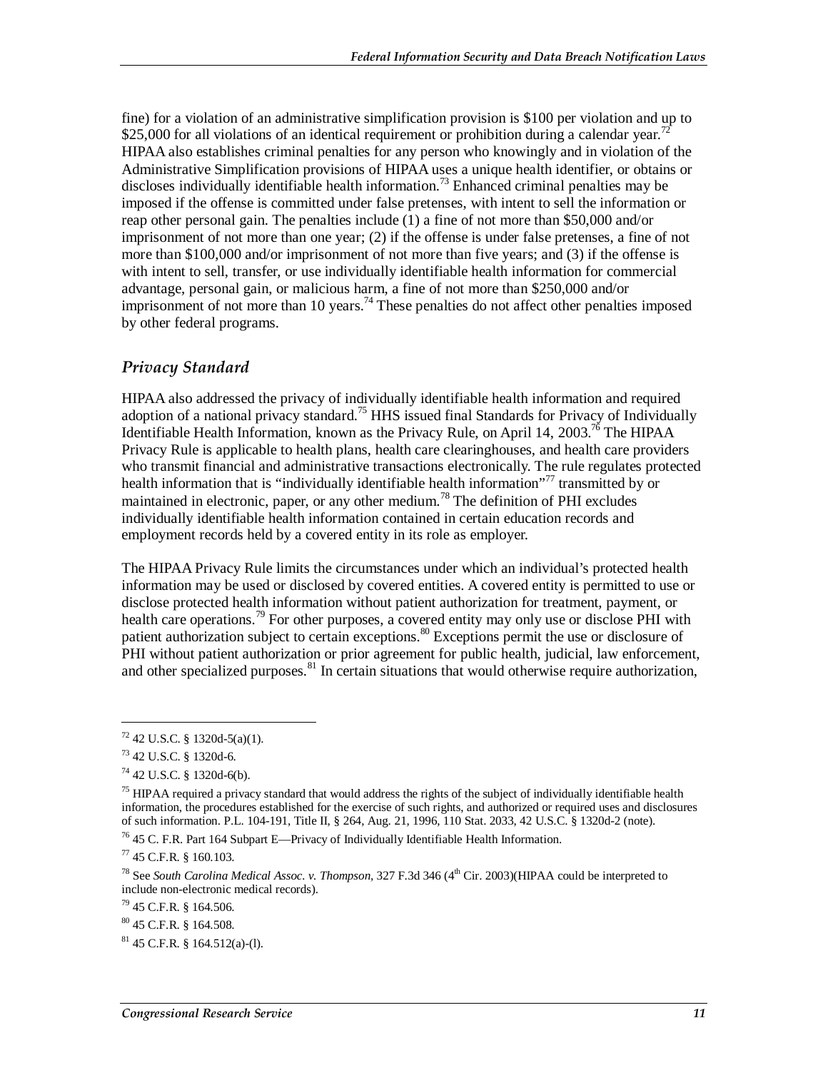fine) for a violation of an administrative simplification provision is $100 per violation and up to $25,000 for all violations of an identical requirement or prohibition during a calendar year.[72] HIPAA also establishes criminal penalties for any person who knowingly and in violation of the Administrative Simplification provisions of HIPAA uses a unique health identifier, or obtains or discloses individually identifiable health information.[73] Enhanced criminal penalties may be imposed if the offense is committed under false pretenses, with intent to sell the information or reap other personal gain. The penalties include (1) a fine of not more than $50,000 and/or imprisonment of not more than one year; (2) if the offense is under false pretenses, a fine of not more than $100,000 and/or imprisonment of not more than five years; and (3) if the offense is with intent to sell, transfer, or use individually identifiable health information for commercial advantage, personal gain, or malicious harm, a fine of not more than $250,000 and/or imprisonment of not more than 10 years.[74] These penalties do not affect other penalties imposed by other federal programs.

### *Privacy Standard*

HIPAA also addressed the privacy of individually identifiable health information and required adoption of a national privacy standard.[75] HHS issued final Standards for Privacy of Individually Identifiable Health Information, known as the Privacy Rule, on April 14, 2003.[76] The HIPAA Privacy Rule is applicable to health plans, health care clearinghouses, and health care providers who transmit financial and administrative transactions electronically. The rule regulates protected health information that is "individually identifiable health information"[77] transmitted by or maintained in electronic, paper, or any other medium.[78] The definition of PHI excludes individually identifiable health information contained in certain education records and employment records held by a covered entity in its role as employer.

The HIPAA Privacy Rule limits the circumstances under which an individual's protected health information may be used or disclosed by covered entities. A covered entity is permitted to use or disclose protected health information without patient authorization for treatment, payment, or health care operations.[79] For other purposes, a covered entity may only use or disclose PHI with patient authorization subject to certain exceptions.[80] Exceptions permit the use or disclosure of PHI without patient authorization or prior agreement for public health, judicial, law enforcement, and other specialized purposes.[81] In certain situations that would otherwise require authorization,

---

[72] 42 U.S.C. § 1320d-5(a)(1).

[73] 42 U.S.C. § 1320d-6.

[74] 42 U.S.C. § 1320d-6(b).

[75] HIPAA required a privacy standard that would address the rights of the subject of individually identifiable health information, the procedures established for the exercise of such rights, and authorized or required uses and disclosures of such information. P.L. 104-191, Title II, § 264, Aug. 21, 1996, 110 Stat. 2033, 42 U.S.C. § 1320d-2 (note).

[76] 45 C. F.R. Part 164 Subpart E—Privacy of Individually Identifiable Health Information.

[77] 45 C.F.R. § 160.103.

[78] See *South Carolina Medical Assoc. v. Thompson*, 327 F.3d 346 (4th Cir. 2003)(HIPAA could be interpreted to include non-electronic medical records).

[79] 45 C.F.R. § 164.506.

[80] 45 C.F.R. § 164.508.

[81] 45 C.F.R. § 164.512(a)-(l).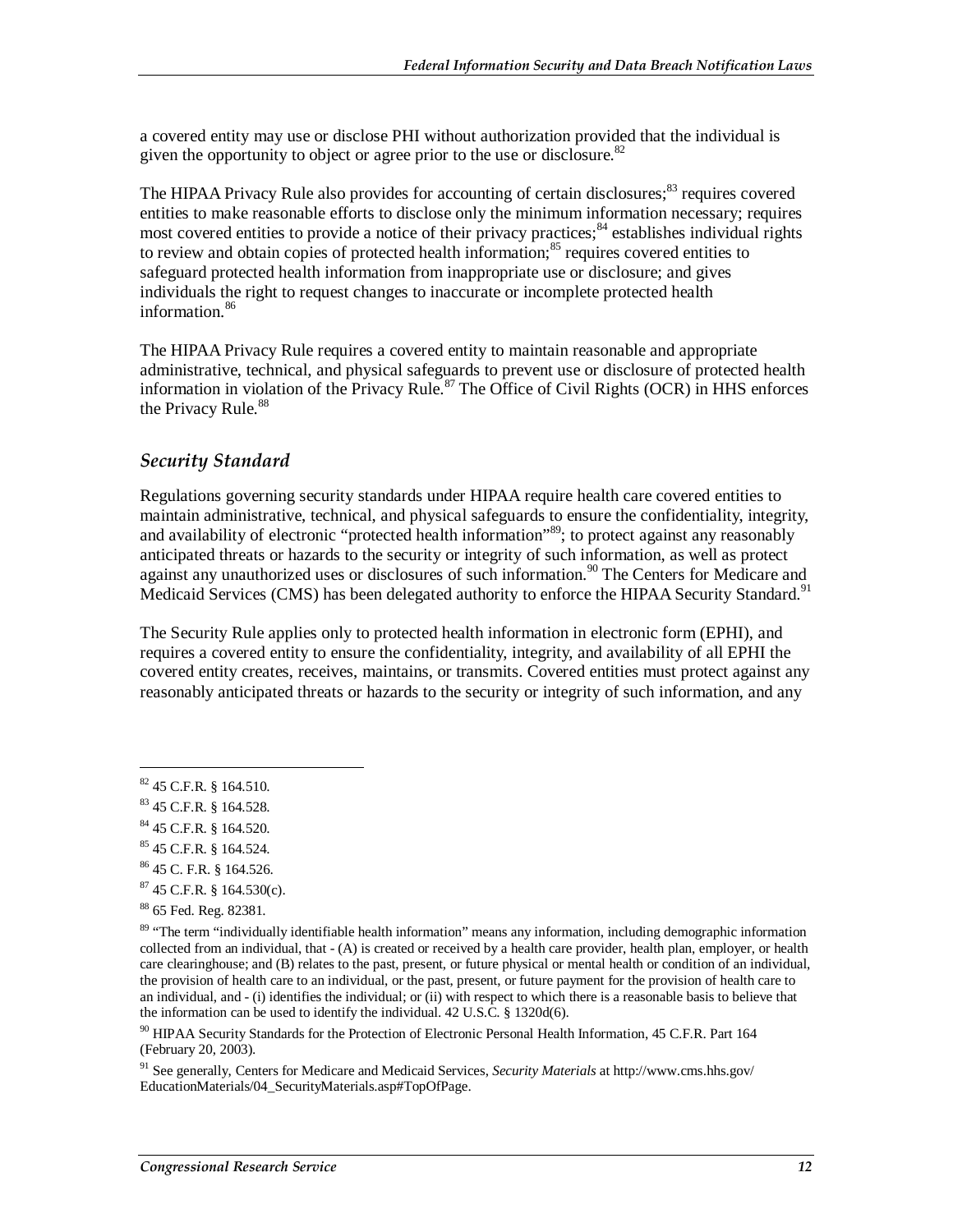a covered entity may use or disclose PHI without authorization provided that the individual is given the opportunity to object or agree prior to the use or disclosure.[82]

The HIPAA Privacy Rule also provides for accounting of certain disclosures;[83] requires covered entities to make reasonable efforts to disclose only the minimum information necessary; requires most covered entities to provide a notice of their privacy practices;[84] establishes individual rights to review and obtain copies of protected health information;[85] requires covered entities to safeguard protected health information from inappropriate use or disclosure; and gives individuals the right to request changes to inaccurate or incomplete protected health information.[86]

The HIPAA Privacy Rule requires a covered entity to maintain reasonable and appropriate administrative, technical, and physical safeguards to prevent use or disclosure of protected health information in violation of the Privacy Rule.[87] The Office of Civil Rights (OCR) in HHS enforces the Privacy Rule.[88]

### *Security Standard*

Regulations governing security standards under HIPAA require health care covered entities to maintain administrative, technical, and physical safeguards to ensure the confidentiality, integrity, and availability of electronic "protected health information"[89]; to protect against any reasonably anticipated threats or hazards to the security or integrity of such information, as well as protect against any unauthorized uses or disclosures of such information.[90] The Centers for Medicare and Medicaid Services (CMS) has been delegated authority to enforce the HIPAA Security Standard.[91]

The Security Rule applies only to protected health information in electronic form (EPHI), and requires a covered entity to ensure the confidentiality, integrity, and availability of all EPHI the covered entity creates, receives, maintains, or transmits. Covered entities must protect against any reasonably anticipated threats or hazards to the security or integrity of such information, and any

---

[82] 45 C.F.R. § 164.510.

[83] 45 C.F.R. § 164.528.

[84] 45 C.F.R. § 164.520.

[85] 45 C.F.R. § 164.524.

[86] 45 C. F.R. § 164.526.

[87] 45 C.F.R. § 164.530(c).

[88] 65 Fed. Reg. 82381.

[89] "The term "individually identifiable health information" means any information, including demographic information collected from an individual, that - (A) is created or received by a health care provider, health plan, employer, or health care clearinghouse; and (B) relates to the past, present, or future physical or mental health or condition of an individual, the provision of health care to an individual, or the past, present, or future payment for the provision of health care to an individual, and - (i) identifies the individual; or (ii) with respect to which there is a reasonable basis to believe that the information can be used to identify the individual. 42 U.S.C. § 1320d(6).

[90] HIPAA Security Standards for the Protection of Electronic Personal Health Information, 45 C.F.R. Part 164 (February 20, 2003).

[91] See generally, Centers for Medicare and Medicaid Services, *Security Materials* at http://www.cms.hhs.gov/EducationMaterials/04_SecurityMaterials.asp#TopOfPage.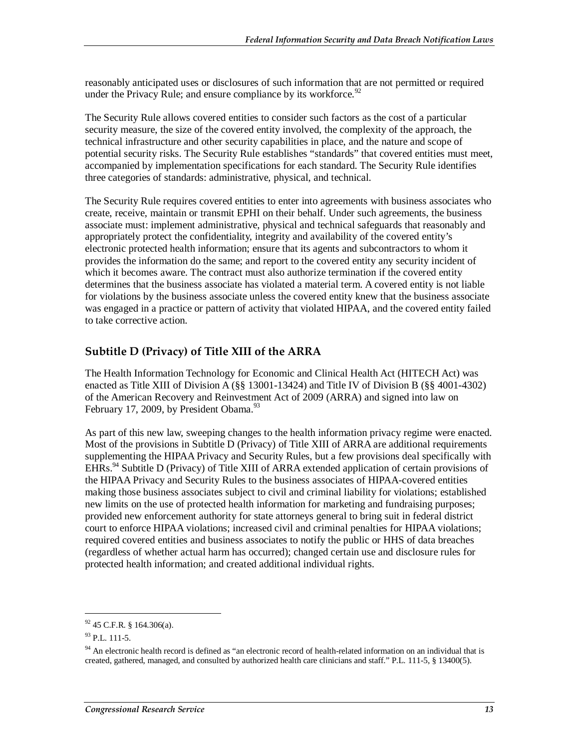reasonably anticipated uses or disclosures of such information that are not permitted or required under the Privacy Rule; and ensure compliance by its workforce.[92]

The Security Rule allows covered entities to consider such factors as the cost of a particular security measure, the size of the covered entity involved, the complexity of the approach, the technical infrastructure and other security capabilities in place, and the nature and scope of potential security risks. The Security Rule establishes "standards" that covered entities must meet, accompanied by implementation specifications for each standard. The Security Rule identifies three categories of standards: administrative, physical, and technical.

The Security Rule requires covered entities to enter into agreements with business associates who create, receive, maintain or transmit EPHI on their behalf. Under such agreements, the business associate must: implement administrative, physical and technical safeguards that reasonably and appropriately protect the confidentiality, integrity and availability of the covered entity's electronic protected health information; ensure that its agents and subcontractors to whom it provides the information do the same; and report to the covered entity any security incident of which it becomes aware. The contract must also authorize termination if the covered entity determines that the business associate has violated a material term. A covered entity is not liable for violations by the business associate unless the covered entity knew that the business associate was engaged in a practice or pattern of activity that violated HIPAA, and the covered entity failed to take corrective action.

## Subtitle D (Privacy) of Title XIII of the ARRA

The Health Information Technology for Economic and Clinical Health Act (HITECH Act) was enacted as Title XIII of Division A (§§ 13001-13424) and Title IV of Division B (§§ 4001-4302) of the American Recovery and Reinvestment Act of 2009 (ARRA) and signed into law on February 17, 2009, by President Obama.[93]

As part of this new law, sweeping changes to the health information privacy regime were enacted. Most of the provisions in Subtitle D (Privacy) of Title XIII of ARRA are additional requirements supplementing the HIPAA Privacy and Security Rules, but a few provisions deal specifically with EHRs.[94] Subtitle D (Privacy) of Title XIII of ARRA extended application of certain provisions of the HIPAA Privacy and Security Rules to the business associates of HIPAA-covered entities making those business associates subject to civil and criminal liability for violations; established new limits on the use of protected health information for marketing and fundraising purposes; provided new enforcement authority for state attorneys general to bring suit in federal district court to enforce HIPAA violations; increased civil and criminal penalties for HIPAA violations; required covered entities and business associates to notify the public or HHS of data breaches (regardless of whether actual harm has occurred); changed certain use and disclosure rules for protected health information; and created additional individual rights.

---

[92] 45 C.F.R. § 164.306(a).

[93] P.L. 111-5.

[94] An electronic health record is defined as "an electronic record of health-related information on an individual that is created, gathered, managed, and consulted by authorized health care clinicians and staff." P.L. 111-5, § 13400(5).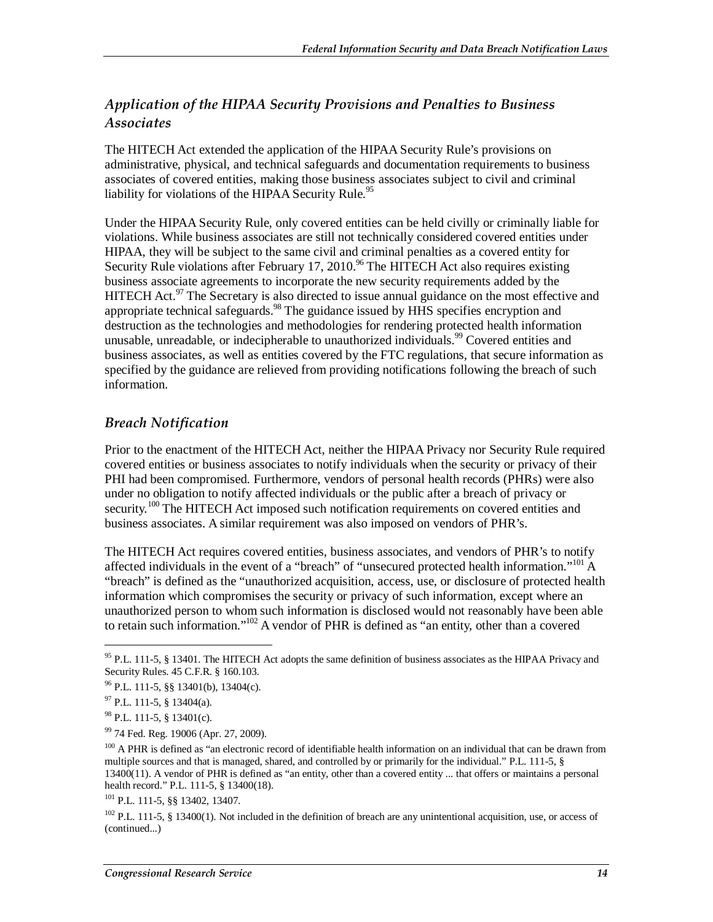### *Application of the HIPAA Security Provisions and Penalties to Business Associates*

The HITECH Act extended the application of the HIPAA Security Rule's provisions on administrative, physical, and technical safeguards and documentation requirements to business associates of covered entities, making those business associates subject to civil and criminal liability for violations of the HIPAA Security Rule.[95]

Under the HIPAA Security Rule, only covered entities can be held civilly or criminally liable for violations. While business associates are still not technically considered covered entities under HIPAA, they will be subject to the same civil and criminal penalties as a covered entity for Security Rule violations after February 17, 2010.[96] The HITECH Act also requires existing business associate agreements to incorporate the new security requirements added by the HITECH Act.[97] The Secretary is also directed to issue annual guidance on the most effective and appropriate technical safeguards.[98] The guidance issued by HHS specifies encryption and destruction as the technologies and methodologies for rendering protected health information unusable, unreadable, or indecipherable to unauthorized individuals.[99] Covered entities and business associates, as well as entities covered by the FTC regulations, that secure information as specified by the guidance are relieved from providing notifications following the breach of such information.

### *Breach Notification*

Prior to the enactment of the HITECH Act, neither the HIPAA Privacy nor Security Rule required covered entities or business associates to notify individuals when the security or privacy of their PHI had been compromised. Furthermore, vendors of personal health records (PHRs) were also under no obligation to notify affected individuals or the public after a breach of privacy or security.[100] The HITECH Act imposed such notification requirements on covered entities and business associates. A similar requirement was also imposed on vendors of PHR's.

The HITECH Act requires covered entities, business associates, and vendors of PHR's to notify affected individuals in the event of a "breach" of "unsecured protected health information."[101] A "breach" is defined as the "unauthorized acquisition, access, use, or disclosure of protected health information which compromises the security or privacy of such information, except where an unauthorized person to whom such information is disclosed would not reasonably have been able to retain such information."[102] A vendor of PHR is defined as "an entity, other than a covered

---

[95] P.L. 111-5, § 13401. The HITECH Act adopts the same definition of business associates as the HIPAA Privacy and Security Rules. 45 C.F.R. § 160.103.

[96] P.L. 111-5, §§ 13401(b), 13404(c).

[97] P.L. 111-5, § 13404(a).

[98] P.L. 111-5, § 13401(c).

[99] 74 Fed. Reg. 19006 (Apr. 27, 2009).

[100] A PHR is defined as "an electronic record of identifiable health information on an individual that can be drawn from multiple sources and that is managed, shared, and controlled by or primarily for the individual." P.L. 111-5, § 13400(11). A vendor of PHR is defined as "an entity, other than a covered entity ... that offers or maintains a personal health record." P.L. 111-5, § 13400(18).

[101] P.L. 111-5, §§ 13402, 13407.

[102] P.L. 111-5, § 13400(1). Not included in the definition of breach are any unintentional acquisition, use, or access of (continued...)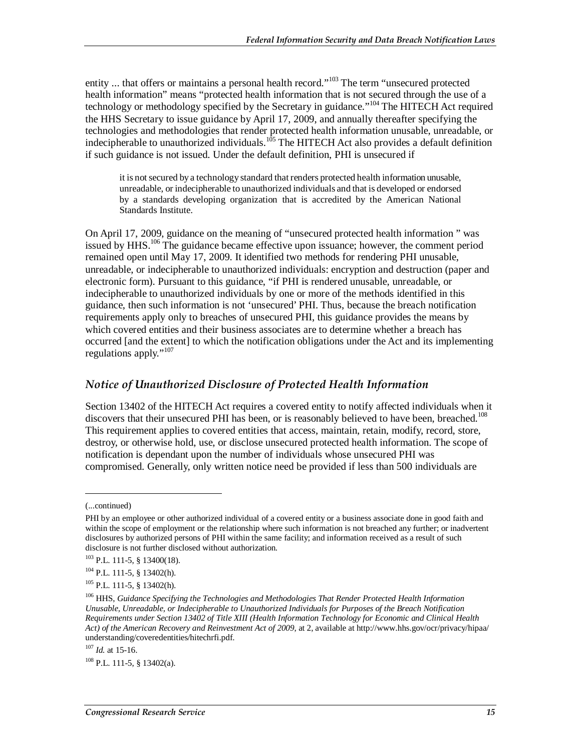entity ... that offers or maintains a personal health record."[103] The term "unsecured protected health information" means "protected health information that is not secured through the use of a technology or methodology specified by the Secretary in guidance."[104] The HITECH Act required the HHS Secretary to issue guidance by April 17, 2009, and annually thereafter specifying the technologies and methodologies that render protected health information unusable, unreadable, or indecipherable to unauthorized individuals.[105] The HITECH Act also provides a default definition if such guidance is not issued. Under the default definition, PHI is unsecured if

> it is not secured by a technology standard that renders protected health information unusable, unreadable, or indecipherable to unauthorized individuals and that is developed or endorsed by a standards developing organization that is accredited by the American National Standards Institute.

On April 17, 2009, guidance on the meaning of "unsecured protected health information " was issued by HHS.[106] The guidance became effective upon issuance; however, the comment period remained open until May 17, 2009. It identified two methods for rendering PHI unusable, unreadable, or indecipherable to unauthorized individuals: encryption and destruction (paper and electronic form). Pursuant to this guidance, "if PHI is rendered unusable, unreadable, or indecipherable to unauthorized individuals by one or more of the methods identified in this guidance, then such information is not 'unsecured' PHI. Thus, because the breach notification requirements apply only to breaches of unsecured PHI, this guidance provides the means by which covered entities and their business associates are to determine whether a breach has occurred [and the extent] to which the notification obligations under the Act and its implementing regulations apply."[107]

### *Notice of Unauthorized Disclosure of Protected Health Information*

Section 13402 of the HITECH Act requires a covered entity to notify affected individuals when it discovers that their unsecured PHI has been, or is reasonably believed to have been, breached.[108] This requirement applies to covered entities that access, maintain, retain, modify, record, store, destroy, or otherwise hold, use, or disclose unsecured protected health information. The scope of notification is dependant upon the number of individuals whose unsecured PHI was compromised. Generally, only written notice need be provided if less than 500 individuals are

---

(...continued)

PHI by an employee or other authorized individual of a covered entity or a business associate done in good faith and within the scope of employment or the relationship where such information is not breached any further; or inadvertent disclosures by authorized persons of PHI within the same facility; and information received as a result of such disclosure is not further disclosed without authorization.

[103] P.L. 111-5, § 13400(18).

[104] P.L. 111-5, § 13402(h).

[105] P.L. 111-5, § 13402(h).

[106] HHS, *Guidance Specifying the Technologies and Methodologies That Render Protected Health Information Unusable, Unreadable, or Indecipherable to Unauthorized Individuals for Purposes of the Breach Notification Requirements under Section 13402 of Title XIII (Health Information Technology for Economic and Clinical Health Act) of the American Recovery and Reinvestment Act of 2009*, at 2, available at http://www.hhs.gov/ocr/privacy/hipaa/understanding/coveredentities/hitechrfi.pdf.

[107] *Id.* at 15-16.

[108] P.L. 111-5, § 13402(a).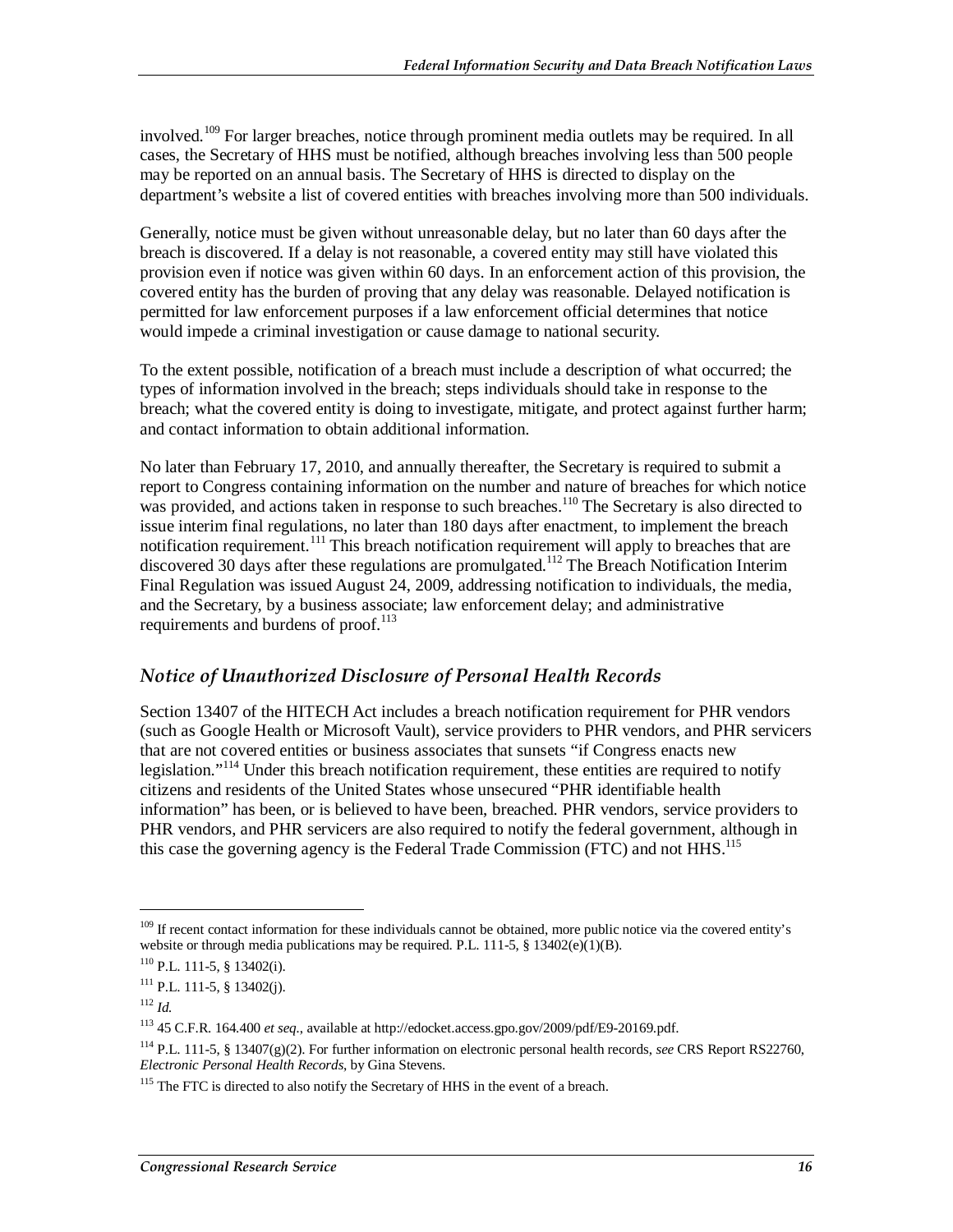involved.[109] For larger breaches, notice through prominent media outlets may be required. In all cases, the Secretary of HHS must be notified, although breaches involving less than 500 people may be reported on an annual basis. The Secretary of HHS is directed to display on the department's website a list of covered entities with breaches involving more than 500 individuals.

Generally, notice must be given without unreasonable delay, but no later than 60 days after the breach is discovered. If a delay is not reasonable, a covered entity may still have violated this provision even if notice was given within 60 days. In an enforcement action of this provision, the covered entity has the burden of proving that any delay was reasonable. Delayed notification is permitted for law enforcement purposes if a law enforcement official determines that notice would impede a criminal investigation or cause damage to national security.

To the extent possible, notification of a breach must include a description of what occurred; the types of information involved in the breach; steps individuals should take in response to the breach; what the covered entity is doing to investigate, mitigate, and protect against further harm; and contact information to obtain additional information.

No later than February 17, 2010, and annually thereafter, the Secretary is required to submit a report to Congress containing information on the number and nature of breaches for which notice was provided, and actions taken in response to such breaches.[110] The Secretary is also directed to issue interim final regulations, no later than 180 days after enactment, to implement the breach notification requirement.[111] This breach notification requirement will apply to breaches that are discovered 30 days after these regulations are promulgated.[112] The Breach Notification Interim Final Regulation was issued August 24, 2009, addressing notification to individuals, the media, and the Secretary, by a business associate; law enforcement delay; and administrative requirements and burdens of proof.[113]

### *Notice of Unauthorized Disclosure of Personal Health Records*

Section 13407 of the HITECH Act includes a breach notification requirement for PHR vendors (such as Google Health or Microsoft Vault), service providers to PHR vendors, and PHR servicers that are not covered entities or business associates that sunsets "if Congress enacts new legislation."[114] Under this breach notification requirement, these entities are required to notify citizens and residents of the United States whose unsecured "PHR identifiable health information" has been, or is believed to have been, breached. PHR vendors, service providers to PHR vendors, and PHR servicers are also required to notify the federal government, although in this case the governing agency is the Federal Trade Commission (FTC) and not HHS.[115]

---

[109] If recent contact information for these individuals cannot be obtained, more public notice via the covered entity's website or through media publications may be required. P.L. 111-5, § 13402(e)(1)(B).

[110] P.L. 111-5, § 13402(i).

[111] P.L. 111-5, § 13402(j).

[112] *Id.*

[113] 45 C.F.R. 164.400 *et seq.*, available at http://edocket.access.gpo.gov/2009/pdf/E9-20169.pdf.

[114] P.L. 111-5, § 13407(g)(2). For further information on electronic personal health records, *see* CRS Report RS22760, *Electronic Personal Health Records*, by Gina Stevens.

[115] The FTC is directed to also notify the Secretary of HHS in the event of a breach.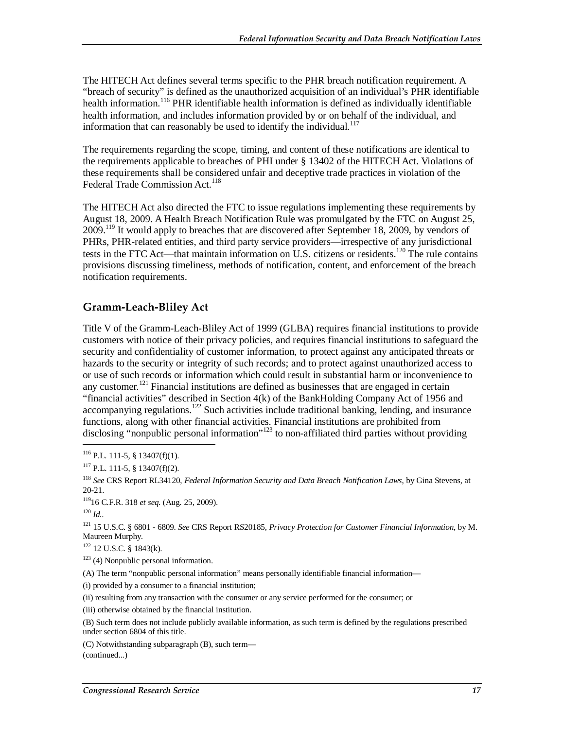The HITECH Act defines several terms specific to the PHR breach notification requirement. A "breach of security" is defined as the unauthorized acquisition of an individual's PHR identifiable health information.[116] PHR identifiable health information is defined as individually identifiable health information, and includes information provided by or on behalf of the individual, and information that can reasonably be used to identify the individual.[117]

The requirements regarding the scope, timing, and content of these notifications are identical to the requirements applicable to breaches of PHI under § 13402 of the HITECH Act. Violations of these requirements shall be considered unfair and deceptive trade practices in violation of the Federal Trade Commission Act.[118]

The HITECH Act also directed the FTC to issue regulations implementing these requirements by August 18, 2009. A Health Breach Notification Rule was promulgated by the FTC on August 25, 2009.[119] It would apply to breaches that are discovered after September 18, 2009, by vendors of PHRs, PHR-related entities, and third party service providers—irrespective of any jurisdictional tests in the FTC Act—that maintain information on U.S. citizens or residents.[120] The rule contains provisions discussing timeliness, methods of notification, content, and enforcement of the breach notification requirements.

## Gramm-Leach-Bliley Act

Title V of the Gramm-Leach-Bliley Act of 1999 (GLBA) requires financial institutions to provide customers with notice of their privacy policies, and requires financial institutions to safeguard the security and confidentiality of customer information, to protect against any anticipated threats or hazards to the security or integrity of such records; and to protect against unauthorized access to or use of such records or information which could result in substantial harm or inconvenience to any customer.[121] Financial institutions are defined as businesses that are engaged in certain "financial activities" described in Section 4(k) of the BankHolding Company Act of 1956 and accompanying regulations.[122] Such activities include traditional banking, lending, and insurance functions, along with other financial activities. Financial institutions are prohibited from disclosing "nonpublic personal information"[123] to non-affiliated third parties without providing

---

[116] P.L. 111-5, § 13407(f)(1).

[117] P.L. 111-5, § 13407(f)(2).

[118] *See* CRS Report RL34120, *Federal Information Security and Data Breach Notification Laws*, by Gina Stevens, at 20-21.

[119] 16 C.F.R. 318 *et seq.* (Aug. 25, 2009).

[120] *Id.*.

[121] 15 U.S.C. § 6801 - 6809. *See* CRS Report RS20185, *Privacy Protection for Customer Financial Information*, by M. Maureen Murphy.

[122] 12 U.S.C. § 1843(k).

[123] (4) Nonpublic personal information.

(A) The term "nonpublic personal information" means personally identifiable financial information—

(i) provided by a consumer to a financial institution;

(ii) resulting from any transaction with the consumer or any service performed for the consumer; or

(iii) otherwise obtained by the financial institution.

(B) Such term does not include publicly available information, as such term is defined by the regulations prescribed under section 6804 of this title.

(C) Notwithstanding subparagraph (B), such term—

(continued...)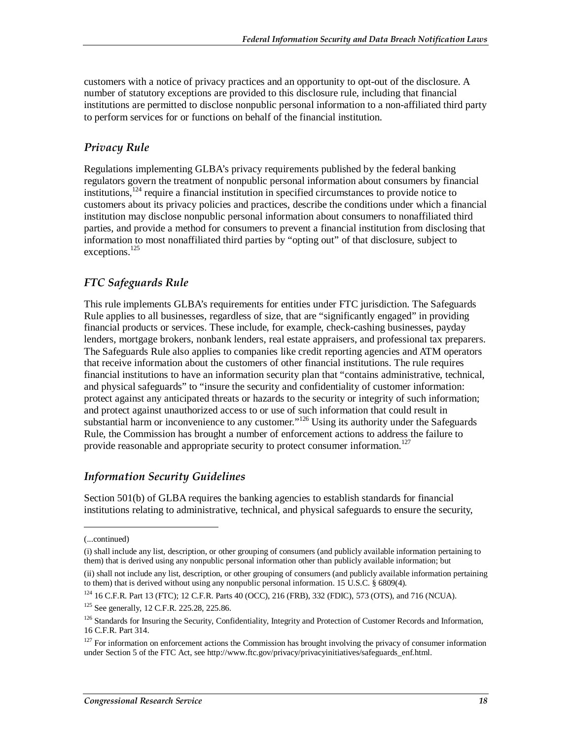customers with a notice of privacy practices and an opportunity to opt-out of the disclosure. A number of statutory exceptions are provided to this disclosure rule, including that financial institutions are permitted to disclose nonpublic personal information to a non-affiliated third party to perform services for or functions on behalf of the financial institution.

### *Privacy Rule*

Regulations implementing GLBA's privacy requirements published by the federal banking regulators govern the treatment of nonpublic personal information about consumers by financial institutions,[124] require a financial institution in specified circumstances to provide notice to customers about its privacy policies and practices, describe the conditions under which a financial institution may disclose nonpublic personal information about consumers to nonaffiliated third parties, and provide a method for consumers to prevent a financial institution from disclosing that information to most nonaffiliated third parties by "opting out" of that disclosure, subject to exceptions.[125]

### *FTC Safeguards Rule*

This rule implements GLBA's requirements for entities under FTC jurisdiction. The Safeguards Rule applies to all businesses, regardless of size, that are "significantly engaged" in providing financial products or services. These include, for example, check-cashing businesses, payday lenders, mortgage brokers, nonbank lenders, real estate appraisers, and professional tax preparers. The Safeguards Rule also applies to companies like credit reporting agencies and ATM operators that receive information about the customers of other financial institutions. The rule requires financial institutions to have an information security plan that "contains administrative, technical, and physical safeguards" to "insure the security and confidentiality of customer information: protect against any anticipated threats or hazards to the security or integrity of such information; and protect against unauthorized access to or use of such information that could result in substantial harm or inconvenience to any customer."[126] Using its authority under the Safeguards Rule, the Commission has brought a number of enforcement actions to address the failure to provide reasonable and appropriate security to protect consumer information.[127]

### *Information Security Guidelines*

Section 501(b) of GLBA requires the banking agencies to establish standards for financial institutions relating to administrative, technical, and physical safeguards to ensure the security,

---

(...continued)

(i) shall include any list, description, or other grouping of consumers (and publicly available information pertaining to them) that is derived using any nonpublic personal information other than publicly available information; but

(ii) shall not include any list, description, or other grouping of consumers (and publicly available information pertaining to them) that is derived without using any nonpublic personal information. 15 U.S.C. § 6809(4).

[124] 16 C.F.R. Part 13 (FTC); 12 C.F.R. Parts 40 (OCC), 216 (FRB), 332 (FDIC), 573 (OTS), and 716 (NCUA).

[125] See generally, 12 C.F.R. 225.28, 225.86.

[126] Standards for Insuring the Security, Confidentiality, Integrity and Protection of Customer Records and Information, 16 C.F.R. Part 314.

[127] For information on enforcement actions the Commission has brought involving the privacy of consumer information under Section 5 of the FTC Act, see http://www.ftc.gov/privacy/privacyinitiatives/safeguards_enf.html.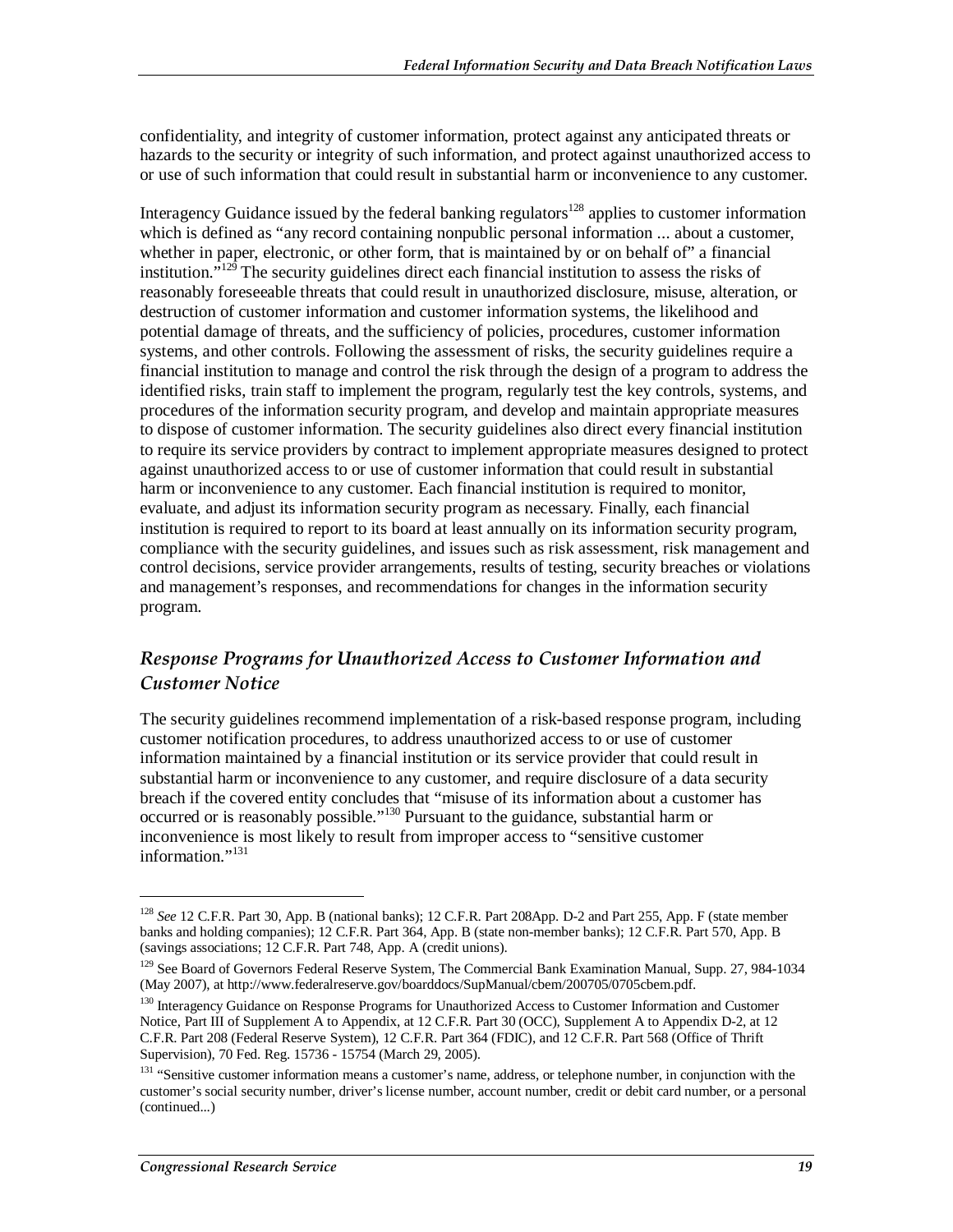confidentiality, and integrity of customer information, protect against any anticipated threats or hazards to the security or integrity of such information, and protect against unauthorized access to or use of such information that could result in substantial harm or inconvenience to any customer.

Interagency Guidance issued by the federal banking regulators[128] applies to customer information which is defined as "any record containing nonpublic personal information ... about a customer, whether in paper, electronic, or other form, that is maintained by or on behalf of" a financial institution."[129] The security guidelines direct each financial institution to assess the risks of reasonably foreseeable threats that could result in unauthorized disclosure, misuse, alteration, or destruction of customer information and customer information systems, the likelihood and potential damage of threats, and the sufficiency of policies, procedures, customer information systems, and other controls. Following the assessment of risks, the security guidelines require a financial institution to manage and control the risk through the design of a program to address the identified risks, train staff to implement the program, regularly test the key controls, systems, and procedures of the information security program, and develop and maintain appropriate measures to dispose of customer information. The security guidelines also direct every financial institution to require its service providers by contract to implement appropriate measures designed to protect against unauthorized access to or use of customer information that could result in substantial harm or inconvenience to any customer. Each financial institution is required to monitor, evaluate, and adjust its information security program as necessary. Finally, each financial institution is required to report to its board at least annually on its information security program, compliance with the security guidelines, and issues such as risk assessment, risk management and control decisions, service provider arrangements, results of testing, security breaches or violations and management's responses, and recommendations for changes in the information security program.

### *Response Programs for Unauthorized Access to Customer Information and Customer Notice*

The security guidelines recommend implementation of a risk-based response program, including customer notification procedures, to address unauthorized access to or use of customer information maintained by a financial institution or its service provider that could result in substantial harm or inconvenience to any customer, and require disclosure of a data security breach if the covered entity concludes that "misuse of its information about a customer has occurred or is reasonably possible."[130] Pursuant to the guidance, substantial harm or inconvenience is most likely to result from improper access to "sensitive customer information."[131]

---

[128] *See* 12 C.F.R. Part 30, App. B (national banks); 12 C.F.R. Part 208App. D-2 and Part 255, App. F (state member banks and holding companies); 12 C.F.R. Part 364, App. B (state non-member banks); 12 C.F.R. Part 570, App. B (savings associations; 12 C.F.R. Part 748, App. A (credit unions).

[129] See Board of Governors Federal Reserve System, The Commercial Bank Examination Manual, Supp. 27, 984-1034 (May 2007), at http://www.federalreserve.gov/boarddocs/SupManual/cbem/200705/0705cbem.pdf.

[130] Interagency Guidance on Response Programs for Unauthorized Access to Customer Information and Customer Notice, Part III of Supplement A to Appendix, at 12 C.F.R. Part 30 (OCC), Supplement A to Appendix D-2, at 12 C.F.R. Part 208 (Federal Reserve System), 12 C.F.R. Part 364 (FDIC), and 12 C.F.R. Part 568 (Office of Thrift Supervision), 70 Fed. Reg. 15736 - 15754 (March 29, 2005).

[131] "Sensitive customer information means a customer's name, address, or telephone number, in conjunction with the customer's social security number, driver's license number, account number, credit or debit card number, or a personal (continued...)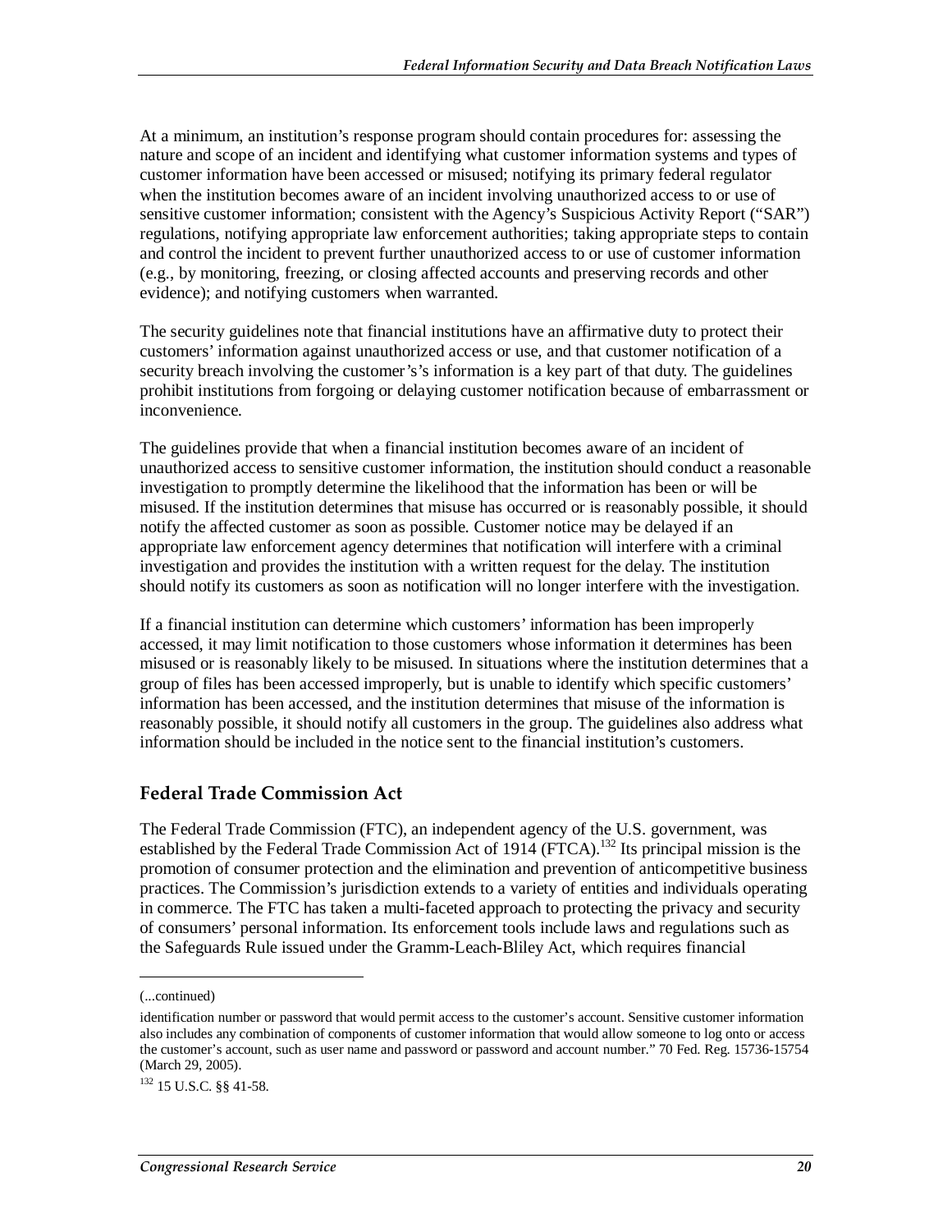At a minimum, an institution's response program should contain procedures for: assessing the nature and scope of an incident and identifying what customer information systems and types of customer information have been accessed or misused; notifying its primary federal regulator when the institution becomes aware of an incident involving unauthorized access to or use of sensitive customer information; consistent with the Agency's Suspicious Activity Report ("SAR") regulations, notifying appropriate law enforcement authorities; taking appropriate steps to contain and control the incident to prevent further unauthorized access to or use of customer information (e.g., by monitoring, freezing, or closing affected accounts and preserving records and other evidence); and notifying customers when warranted.

The security guidelines note that financial institutions have an affirmative duty to protect their customers' information against unauthorized access or use, and that customer notification of a security breach involving the customer's's information is a key part of that duty. The guidelines prohibit institutions from forgoing or delaying customer notification because of embarrassment or inconvenience.

The guidelines provide that when a financial institution becomes aware of an incident of unauthorized access to sensitive customer information, the institution should conduct a reasonable investigation to promptly determine the likelihood that the information has been or will be misused. If the institution determines that misuse has occurred or is reasonably possible, it should notify the affected customer as soon as possible. Customer notice may be delayed if an appropriate law enforcement agency determines that notification will interfere with a criminal investigation and provides the institution with a written request for the delay. The institution should notify its customers as soon as notification will no longer interfere with the investigation.

If a financial institution can determine which customers' information has been improperly accessed, it may limit notification to those customers whose information it determines has been misused or is reasonably likely to be misused. In situations where the institution determines that a group of files has been accessed improperly, but is unable to identify which specific customers' information has been accessed, and the institution determines that misuse of the information is reasonably possible, it should notify all customers in the group. The guidelines also address what information should be included in the notice sent to the financial institution's customers.

## Federal Trade Commission Act

The Federal Trade Commission (FTC), an independent agency of the U.S. government, was established by the Federal Trade Commission Act of 1914 (FTCA).[132] Its principal mission is the promotion of consumer protection and the elimination and prevention of anticompetitive business practices. The Commission's jurisdiction extends to a variety of entities and individuals operating in commerce. The FTC has taken a multi-faceted approach to protecting the privacy and security of consumers' personal information. Its enforcement tools include laws and regulations such as the Safeguards Rule issued under the Gramm-Leach-Bliley Act, which requires financial

---

(...continued)

identification number or password that would permit access to the customer's account. Sensitive customer information also includes any combination of components of customer information that would allow someone to log onto or access the customer's account, such as user name and password or password and account number." 70 Fed. Reg. 15736-15754 (March 29, 2005).

[132] 15 U.S.C. §§ 41-58.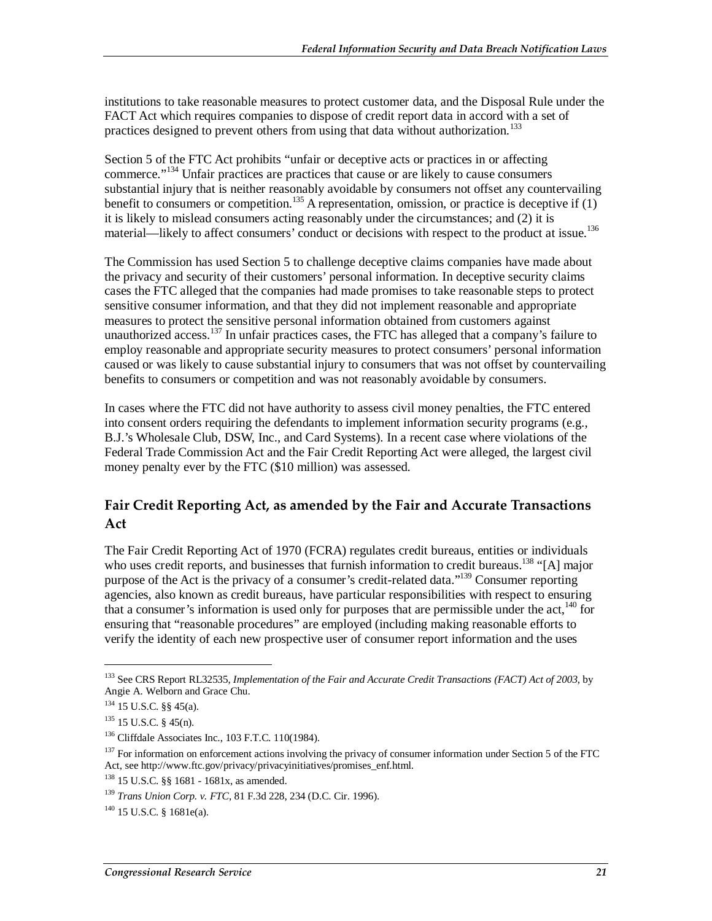institutions to take reasonable measures to protect customer data, and the Disposal Rule under the FACT Act which requires companies to dispose of credit report data in accord with a set of practices designed to prevent others from using that data without authorization.[133]

Section 5 of the FTC Act prohibits "unfair or deceptive acts or practices in or affecting commerce."[134] Unfair practices are practices that cause or are likely to cause consumers substantial injury that is neither reasonably avoidable by consumers not offset any countervailing benefit to consumers or competition.[135] A representation, omission, or practice is deceptive if (1) it is likely to mislead consumers acting reasonably under the circumstances; and (2) it is material—likely to affect consumers' conduct or decisions with respect to the product at issue.[136]

The Commission has used Section 5 to challenge deceptive claims companies have made about the privacy and security of their customers' personal information. In deceptive security claims cases the FTC alleged that the companies had made promises to take reasonable steps to protect sensitive consumer information, and that they did not implement reasonable and appropriate measures to protect the sensitive personal information obtained from customers against unauthorized access.[137] In unfair practices cases, the FTC has alleged that a company's failure to employ reasonable and appropriate security measures to protect consumers' personal information caused or was likely to cause substantial injury to consumers that was not offset by countervailing benefits to consumers or competition and was not reasonably avoidable by consumers.

In cases where the FTC did not have authority to assess civil money penalties, the FTC entered into consent orders requiring the defendants to implement information security programs (e.g., B.J.'s Wholesale Club, DSW, Inc., and Card Systems). In a recent case where violations of the Federal Trade Commission Act and the Fair Credit Reporting Act were alleged, the largest civil money penalty ever by the FTC ($10 million) was assessed.

### Fair Credit Reporting Act, as amended by the Fair and Accurate Transactions Act

The Fair Credit Reporting Act of 1970 (FCRA) regulates credit bureaus, entities or individuals who uses credit reports, and businesses that furnish information to credit bureaus.[138] "[A] major purpose of the Act is the privacy of a consumer's credit-related data."[139] Consumer reporting agencies, also known as credit bureaus, have particular responsibilities with respect to ensuring that a consumer's information is used only for purposes that are permissible under the act,[140] for ensuring that "reasonable procedures" are employed (including making reasonable efforts to verify the identity of each new prospective user of consumer report information and the uses

---

[133] See CRS Report RL32535, *Implementation of the Fair and Accurate Credit Transactions (FACT) Act of 2003*, by Angie A. Welborn and Grace Chu.

[134] 15 U.S.C. §§ 45(a).

[135] 15 U.S.C. § 45(n).

[136] Cliffdale Associates Inc., 103 F.T.C. 110(1984).

[137] For information on enforcement actions involving the privacy of consumer information under Section 5 of the FTC Act, see http://www.ftc.gov/privacy/privacyinitiatives/promises_enf.html.

[138] 15 U.S.C. §§ 1681 - 1681x, as amended.

[139] *Trans Union Corp. v. FTC*, 81 F.3d 228, 234 (D.C. Cir. 1996).

[140] 15 U.S.C. § 1681e(a).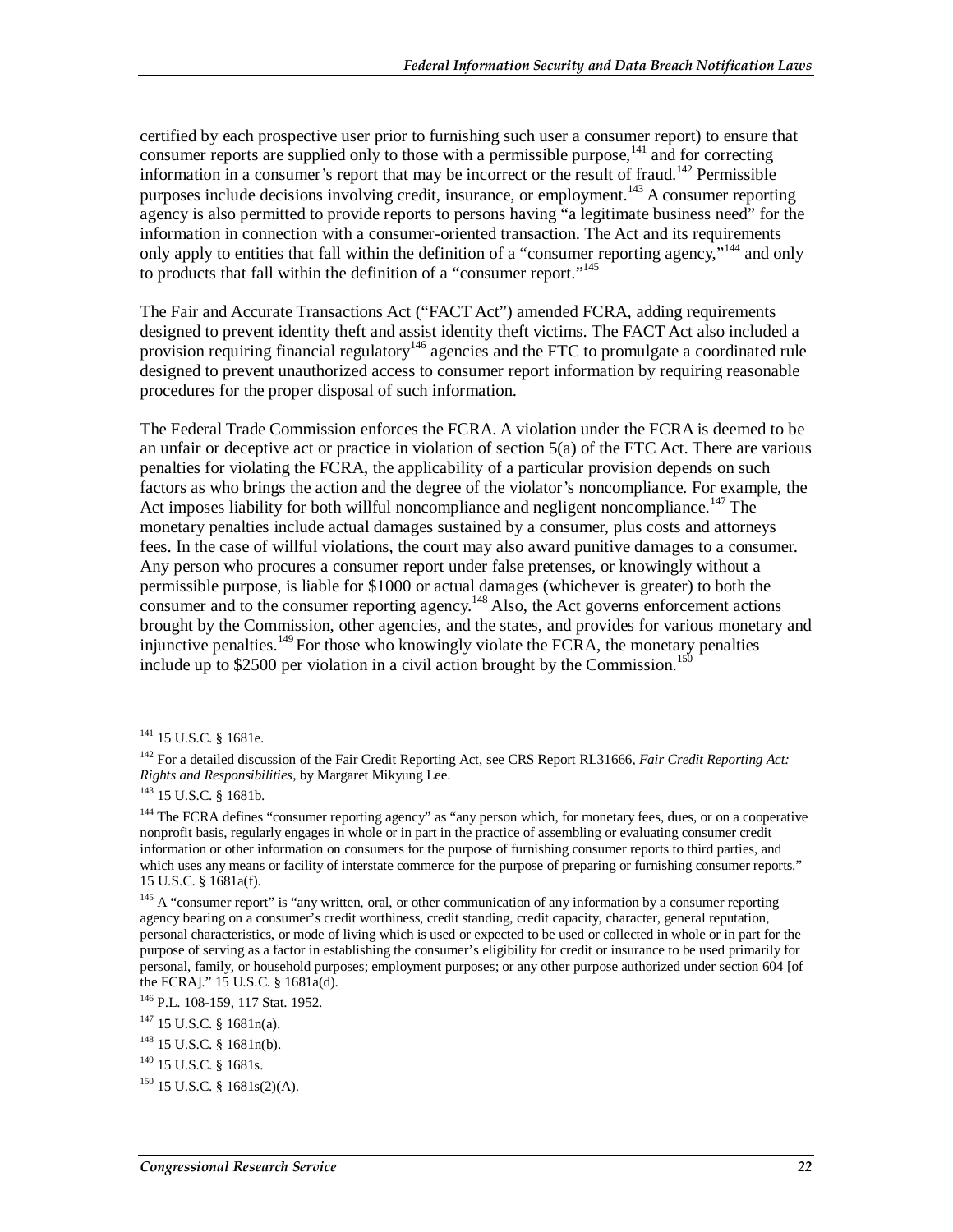certified by each prospective user prior to furnishing such user a consumer report) to ensure that consumer reports are supplied only to those with a permissible purpose,[141] and for correcting information in a consumer's report that may be incorrect or the result of fraud.[142] Permissible purposes include decisions involving credit, insurance, or employment.[143] A consumer reporting agency is also permitted to provide reports to persons having "a legitimate business need" for the information in connection with a consumer-oriented transaction. The Act and its requirements only apply to entities that fall within the definition of a "consumer reporting agency,"[144] and only to products that fall within the definition of a "consumer report."[145]

The Fair and Accurate Transactions Act ("FACT Act") amended FCRA, adding requirements designed to prevent identity theft and assist identity theft victims. The FACT Act also included a provision requiring financial regulatory[146] agencies and the FTC to promulgate a coordinated rule designed to prevent unauthorized access to consumer report information by requiring reasonable procedures for the proper disposal of such information.

The Federal Trade Commission enforces the FCRA. A violation under the FCRA is deemed to be an unfair or deceptive act or practice in violation of section 5(a) of the FTC Act. There are various penalties for violating the FCRA, the applicability of a particular provision depends on such factors as who brings the action and the degree of the violator's noncompliance. For example, the Act imposes liability for both willful noncompliance and negligent noncompliance.[147] The monetary penalties include actual damages sustained by a consumer, plus costs and attorneys fees. In the case of willful violations, the court may also award punitive damages to a consumer. Any person who procures a consumer report under false pretenses, or knowingly without a permissible purpose, is liable for $1000 or actual damages (whichever is greater) to both the consumer and to the consumer reporting agency.[148] Also, the Act governs enforcement actions brought by the Commission, other agencies, and the states, and provides for various monetary and injunctive penalties.[149] For those who knowingly violate the FCRA, the monetary penalties include up to $2500 per violation in a civil action brought by the Commission.[150]

---

[141] 15 U.S.C. § 1681e.

[142] For a detailed discussion of the Fair Credit Reporting Act, see CRS Report RL31666, *Fair Credit Reporting Act: Rights and Responsibilities*, by Margaret Mikyung Lee.

[143] 15 U.S.C. § 1681b.

[144] The FCRA defines "consumer reporting agency" as "any person which, for monetary fees, dues, or on a cooperative nonprofit basis, regularly engages in whole or in part in the practice of assembling or evaluating consumer credit information or other information on consumers for the purpose of furnishing consumer reports to third parties, and which uses any means or facility of interstate commerce for the purpose of preparing or furnishing consumer reports." 15 U.S.C. § 1681a(f).

[145] A "consumer report" is "any written, oral, or other communication of any information by a consumer reporting agency bearing on a consumer's credit worthiness, credit standing, credit capacity, character, general reputation, personal characteristics, or mode of living which is used or expected to be used or collected in whole or in part for the purpose of serving as a factor in establishing the consumer's eligibility for credit or insurance to be used primarily for personal, family, or household purposes; employment purposes; or any other purpose authorized under section 604 [of the FCRA]." 15 U.S.C. § 1681a(d).

[146] P.L. 108-159, 117 Stat. 1952.

[147] 15 U.S.C. § 1681n(a).

[148] 15 U.S.C. § 1681n(b).

[149] 15 U.S.C. § 1681s.

[150] 15 U.S.C. § 1681s(2)(A).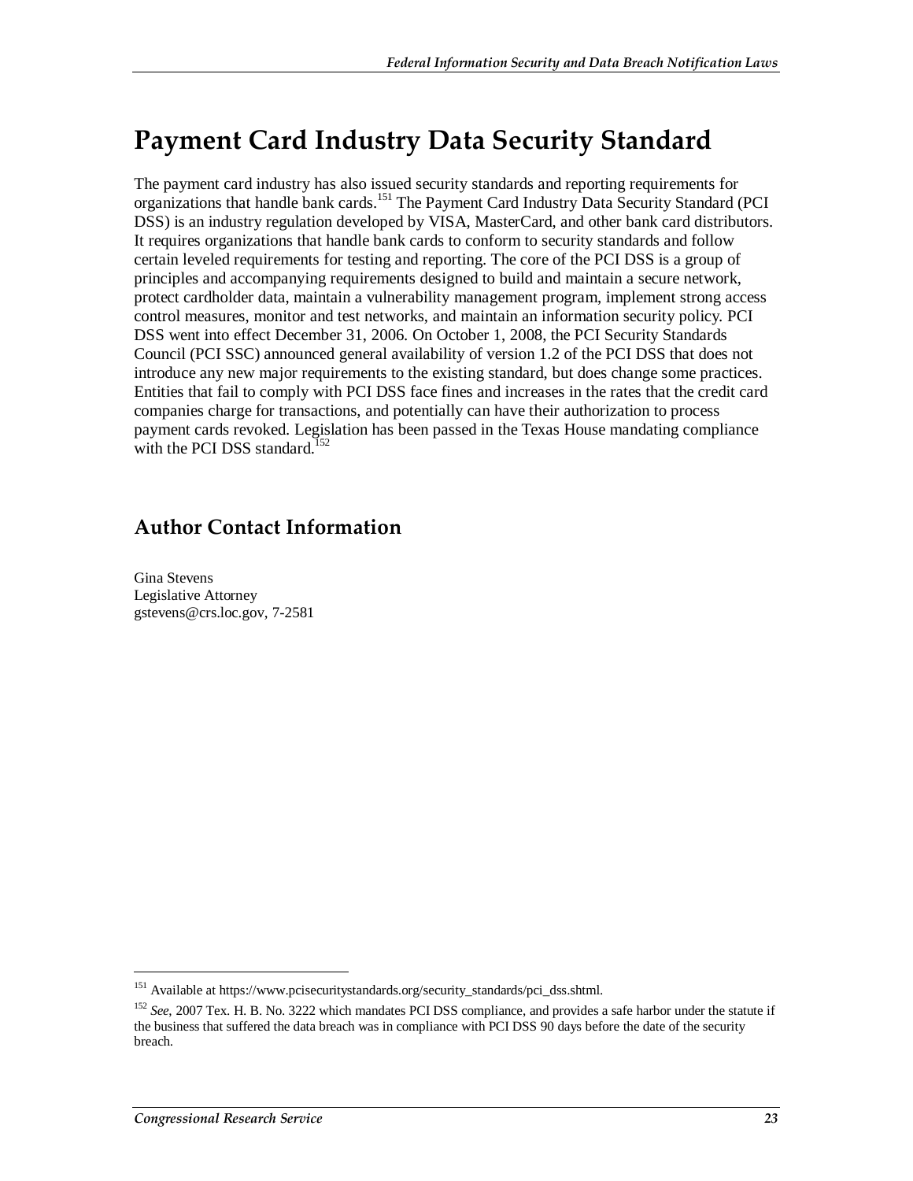## Payment Card Industry Data Security Standard

The payment card industry has also issued security standards and reporting requirements for organizations that handle bank cards.[151] The Payment Card Industry Data Security Standard (PCI DSS) is an industry regulation developed by VISA, MasterCard, and other bank card distributors. It requires organizations that handle bank cards to conform to security standards and follow certain leveled requirements for testing and reporting. The core of the PCI DSS is a group of principles and accompanying requirements designed to build and maintain a secure network, protect cardholder data, maintain a vulnerability management program, implement strong access control measures, monitor and test networks, and maintain an information security policy. PCI DSS went into effect December 31, 2006. On October 1, 2008, the PCI Security Standards Council (PCI SSC) announced general availability of version 1.2 of the PCI DSS that does not introduce any new major requirements to the existing standard, but does change some practices. Entities that fail to comply with PCI DSS face fines and increases in the rates that the credit card companies charge for transactions, and potentially can have their authorization to process payment cards revoked. Legislation has been passed in the Texas House mandating compliance with the PCI DSS standard.[152]

### Author Contact Information

Gina Stevens
Legislative Attorney
gstevens@crs.loc.gov, 7-2581

---

[151] Available at https://www.pcisecuritystandards.org/security_standards/pci_dss.shtml.

[152] *See*, 2007 Tex. H. B. No. 3222 which mandates PCI DSS compliance, and provides a safe harbor under the statute if the business that suffered the data breach was in compliance with PCI DSS 90 days before the date of the security breach.